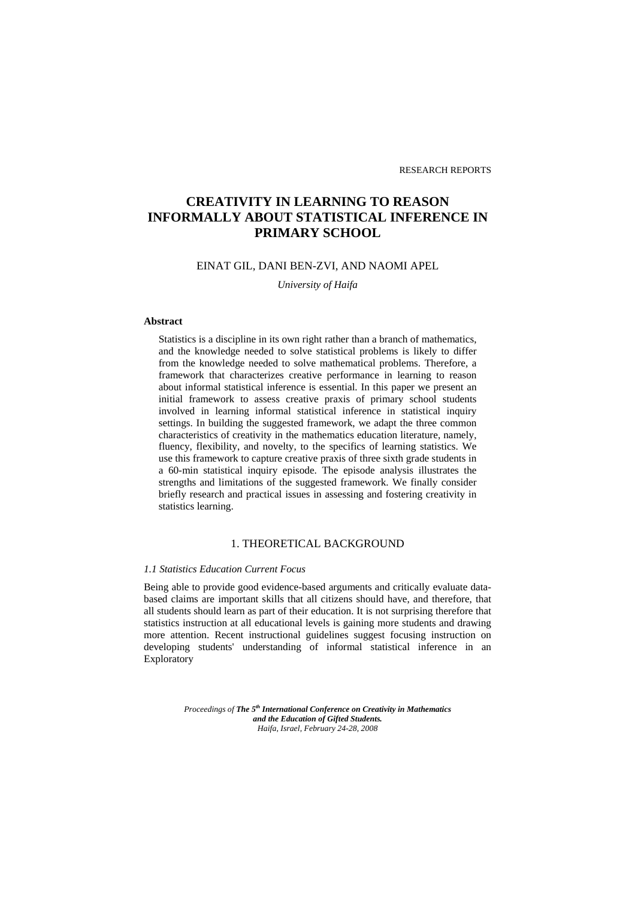RESEARCH REPORTS

# CREATIVITY IN LEARNING TO REASON INFORMALLY ABOUT STATISTICAL INFERENCE IN PRIMARY SCHOOL

EINAT GIL, DANI BEN-ZVI, AND NAOMI APEL

*University of Haifa*

**Abstract**

Statistics is a discipline in its own right rather than a branch of mathematics, and the knowledge needed to solve statistical problems is likely to differ from the knowledge needed to solve mathematical problems. Therefore, a framework that characterizes creative performance in learning to reason about informal statistical inference is essential. In this paper we present an initial framework to assess creative praxis of primary school students involved in learning informal statistical inference in statistical inquiry settings. In building the suggested framework, we adapt the three common characteristics of creativity in the mathematics education literature, namely, fluency, flexibility, and novelty, to the specifics of learning statistics. We use this framework to capture creative praxis of three sixth grade students in a 60-min statistical inquiry episode. The episode analysis illustrates the strengths and limitations of the suggested framework. We finally consider briefly research and practical issues in assessing and fostering creativity in statistics learning.

## 1. THEORETICAL BACKGROUND

### *1.1 Statistics Education Current Focus*

Being able to provide good evidence-based arguments and critically evaluate data-based claims are important skills that all citizens should have, and therefore, that all students should learn as part of their education. It is not surprising therefore that statistics instruction at all educational levels is gaining more students and drawing more attention. Recent instructional guidelines suggest focusing instruction on developing students' understanding of informal statistical inference in an Exploratory

*Proceedings of* ***The 5th International Conference on Creativity in Mathematics and the Education of Gifted Students.*** *Haifa, Israel, February 24-28, 2008*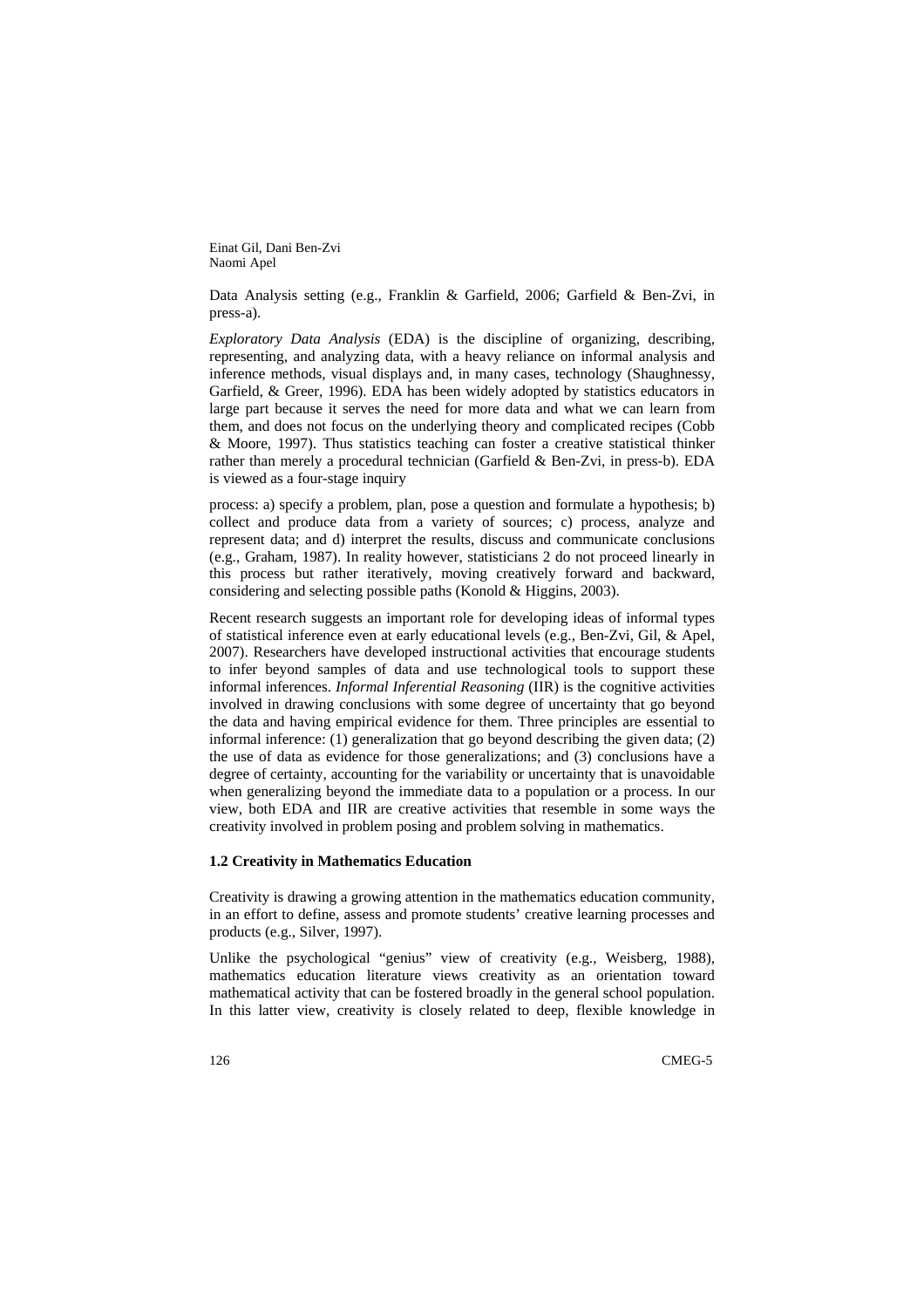Data Analysis setting (e.g., Franklin & Garfield, 2006; Garfield & Ben-Zvi, in press-a).

*Exploratory Data Analysis* (EDA) is the discipline of organizing, describing, representing, and analyzing data, with a heavy reliance on informal analysis and inference methods, visual displays and, in many cases, technology (Shaughnessy, Garfield, & Greer, 1996). EDA has been widely adopted by statistics educators in large part because it serves the need for more data and what we can learn from them, and does not focus on the underlying theory and complicated recipes (Cobb & Moore, 1997). Thus statistics teaching can foster a creative statistical thinker rather than merely a procedural technician (Garfield & Ben-Zvi, in press-b). EDA is viewed as a four-stage inquiry

process: a) specify a problem, plan, pose a question and formulate a hypothesis; b) collect and produce data from a variety of sources; c) process, analyze and represent data; and d) interpret the results, discuss and communicate conclusions (e.g., Graham, 1987). In reality however, statisticians 2 do not proceed linearly in this process but rather iteratively, moving creatively forward and backward, considering and selecting possible paths (Konold & Higgins, 2003).

Recent research suggests an important role for developing ideas of informal types of statistical inference even at early educational levels (e.g., Ben-Zvi, Gil, & Apel, 2007). Researchers have developed instructional activities that encourage students to infer beyond samples of data and use technological tools to support these informal inferences. *Informal Inferential Reasoning* (IIR) is the cognitive activities involved in drawing conclusions with some degree of uncertainty that go beyond the data and having empirical evidence for them. Three principles are essential to informal inference: (1) generalization that go beyond describing the given data; (2) the use of data as evidence for those generalizations; and (3) conclusions have a degree of certainty, accounting for the variability or uncertainty that is unavoidable when generalizing beyond the immediate data to a population or a process. In our view, both EDA and IIR are creative activities that resemble in some ways the creativity involved in problem posing and problem solving in mathematics.

### 1.2 Creativity in Mathematics Education

Creativity is drawing a growing attention in the mathematics education community, in an effort to define, assess and promote students' creative learning processes and products (e.g., Silver, 1997).

Unlike the psychological "genius" view of creativity (e.g., Weisberg, 1988), mathematics education literature views creativity as an orientation toward mathematical activity that can be fostered broadly in the general school population. In this latter view, creativity is closely related to deep, flexible knowledge in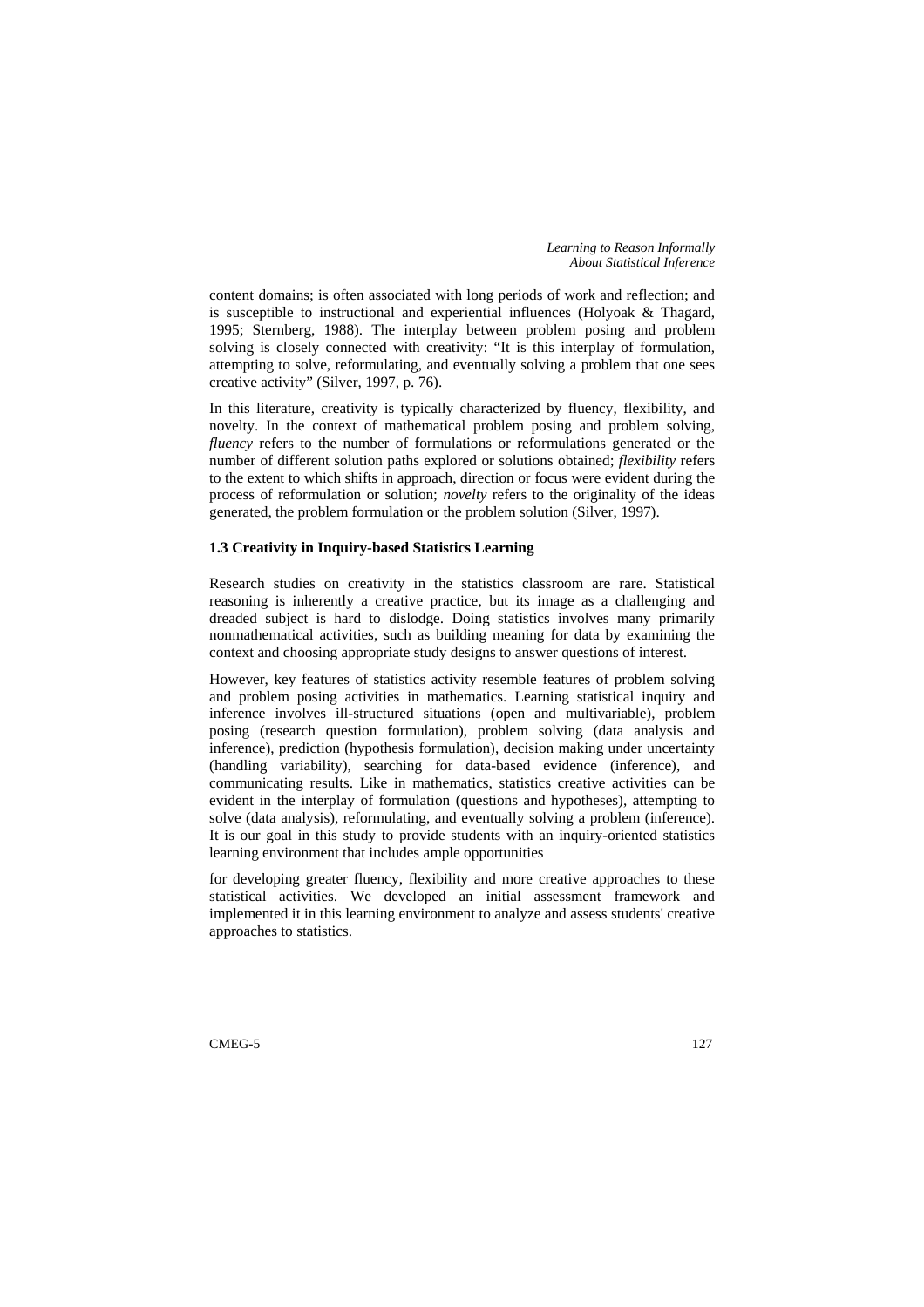content domains; is often associated with long periods of work and reflection; and is susceptible to instructional and experiential influences (Holyoak & Thagard, 1995; Sternberg, 1988). The interplay between problem posing and problem solving is closely connected with creativity: "It is this interplay of formulation, attempting to solve, reformulating, and eventually solving a problem that one sees creative activity" (Silver, 1997, p. 76).

In this literature, creativity is typically characterized by fluency, flexibility, and novelty. In the context of mathematical problem posing and problem solving, *fluency* refers to the number of formulations or reformulations generated or the number of different solution paths explored or solutions obtained; *flexibility* refers to the extent to which shifts in approach, direction or focus were evident during the process of reformulation or solution; *novelty* refers to the originality of the ideas generated, the problem formulation or the problem solution (Silver, 1997).

### 1.3 Creativity in Inquiry-based Statistics Learning

Research studies on creativity in the statistics classroom are rare. Statistical reasoning is inherently a creative practice, but its image as a challenging and dreaded subject is hard to dislodge. Doing statistics involves many primarily nonmathematical activities, such as building meaning for data by examining the context and choosing appropriate study designs to answer questions of interest.

However, key features of statistics activity resemble features of problem solving and problem posing activities in mathematics. Learning statistical inquiry and inference involves ill-structured situations (open and multivariable), problem posing (research question formulation), problem solving (data analysis and inference), prediction (hypothesis formulation), decision making under uncertainty (handling variability), searching for data-based evidence (inference), and communicating results. Like in mathematics, statistics creative activities can be evident in the interplay of formulation (questions and hypotheses), attempting to solve (data analysis), reformulating, and eventually solving a problem (inference). It is our goal in this study to provide students with an inquiry-oriented statistics learning environment that includes ample opportunities for developing greater fluency, flexibility and more creative approaches to these statistical activities. We developed an initial assessment framework and implemented it in this learning environment to analyze and assess students' creative approaches to statistics.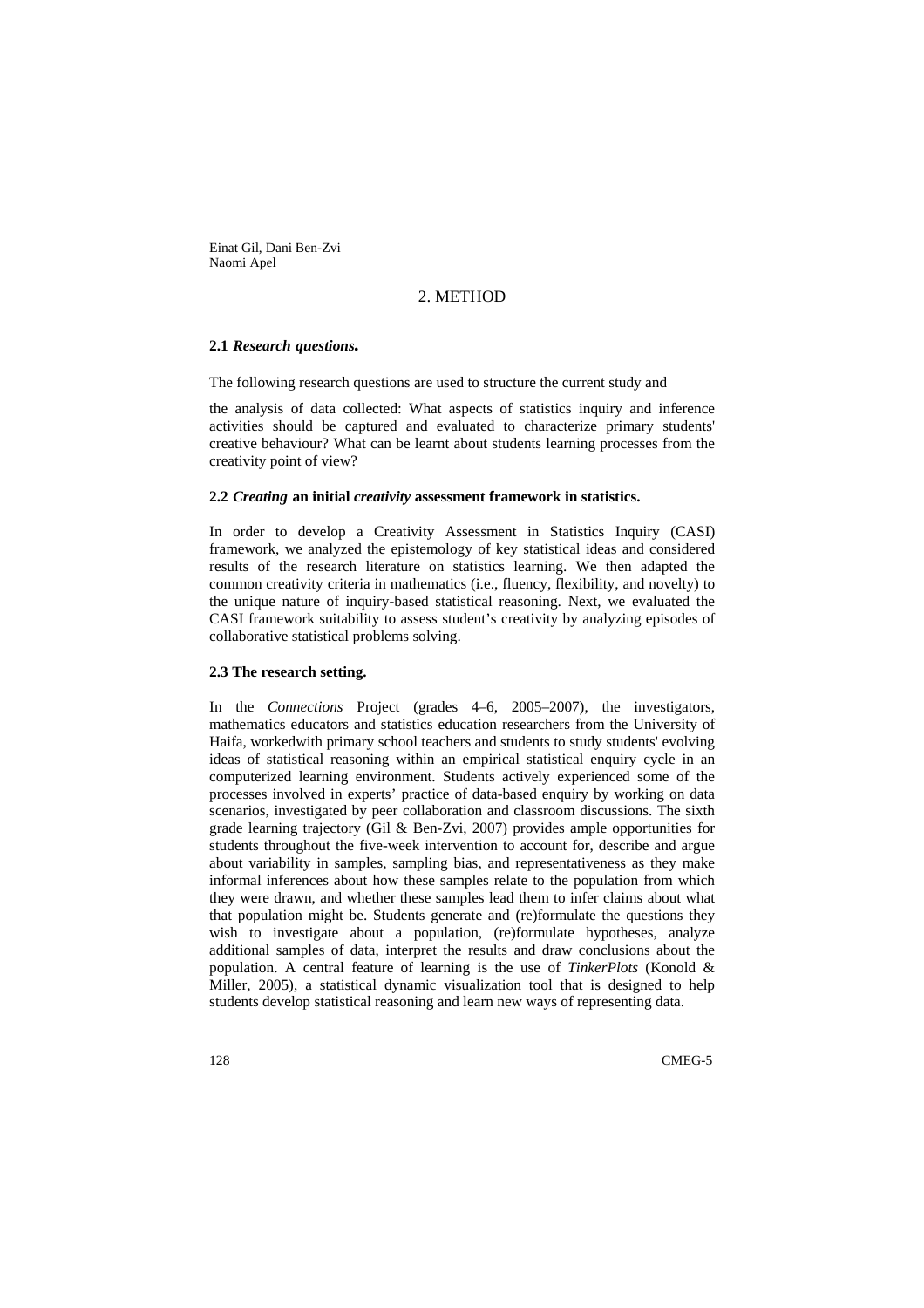## 2. METHOD

### 2.1 *Research questions.*

The following research questions are used to structure the current study and

the analysis of data collected: What aspects of statistics inquiry and inference activities should be captured and evaluated to characterize primary students' creative behaviour? What can be learnt about students learning processes from the creativity point of view?

### 2.2 *Creating* an initial *creativity* assessment framework in statistics.

In order to develop a Creativity Assessment in Statistics Inquiry (CASI) framework, we analyzed the epistemology of key statistical ideas and considered results of the research literature on statistics learning. We then adapted the common creativity criteria in mathematics (i.e., fluency, flexibility, and novelty) to the unique nature of inquiry-based statistical reasoning. Next, we evaluated the CASI framework suitability to assess student's creativity by analyzing episodes of collaborative statistical problems solving.

### 2.3 The research setting.

In the *Connections* Project (grades 4–6, 2005–2007), the investigators, mathematics educators and statistics education researchers from the University of Haifa, workedwith primary school teachers and students to study students' evolving ideas of statistical reasoning within an empirical statistical enquiry cycle in an computerized learning environment. Students actively experienced some of the processes involved in experts' practice of data-based enquiry by working on data scenarios, investigated by peer collaboration and classroom discussions. The sixth grade learning trajectory (Gil & Ben-Zvi, 2007) provides ample opportunities for students throughout the five-week intervention to account for, describe and argue about variability in samples, sampling bias, and representativeness as they make informal inferences about how these samples relate to the population from which they were drawn, and whether these samples lead them to infer claims about what that population might be. Students generate and (re)formulate the questions they wish to investigate about a population, (re)formulate hypotheses, analyze additional samples of data, interpret the results and draw conclusions about the population. A central feature of learning is the use of *TinkerPlots* (Konold & Miller, 2005), a statistical dynamic visualization tool that is designed to help students develop statistical reasoning and learn new ways of representing data.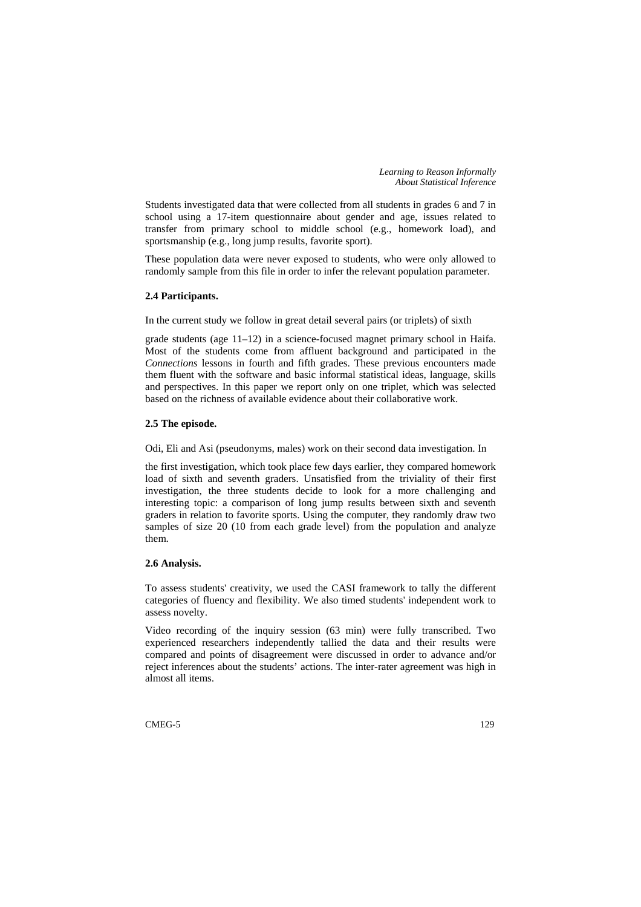Students investigated data that were collected from all students in grades 6 and 7 in school using a 17-item questionnaire about gender and age, issues related to transfer from primary school to middle school (e.g., homework load), and sportsmanship (e.g., long jump results, favorite sport).

These population data were never exposed to students, who were only allowed to randomly sample from this file in order to infer the relevant population parameter.

### 2.4 Participants.

In the current study we follow in great detail several pairs (or triplets) of sixth grade students (age 11–12) in a science-focused magnet primary school in Haifa. Most of the students come from affluent background and participated in the *Connections* lessons in fourth and fifth grades. These previous encounters made them fluent with the software and basic informal statistical ideas, language, skills and perspectives. In this paper we report only on one triplet, which was selected based on the richness of available evidence about their collaborative work.

### 2.5 The episode.

Odi, Eli and Asi (pseudonyms, males) work on their second data investigation. In the first investigation, which took place few days earlier, they compared homework load of sixth and seventh graders. Unsatisfied from the triviality of their first investigation, the three students decide to look for a more challenging and interesting topic: a comparison of long jump results between sixth and seventh graders in relation to favorite sports. Using the computer, they randomly draw two samples of size 20 (10 from each grade level) from the population and analyze them.

### 2.6 Analysis.

To assess students' creativity, we used the CASI framework to tally the different categories of fluency and flexibility. We also timed students' independent work to assess novelty.

Video recording of the inquiry session (63 min) were fully transcribed. Two experienced researchers independently tallied the data and their results were compared and points of disagreement were discussed in order to advance and/or reject inferences about the students' actions. The inter-rater agreement was high in almost all items.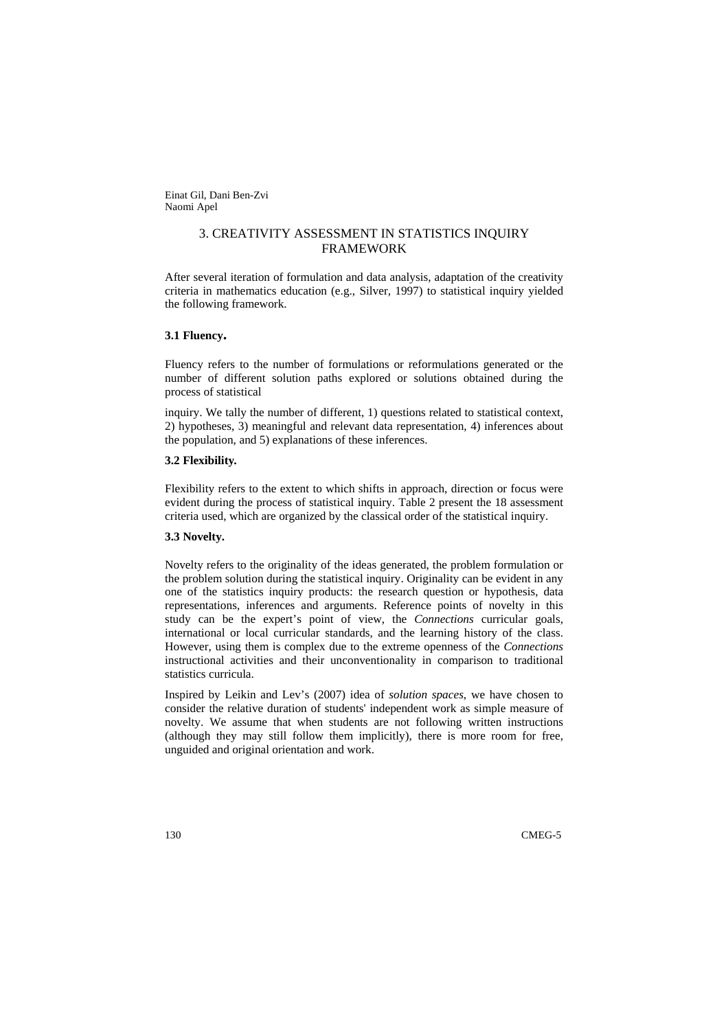## 3. CREATIVITY ASSESSMENT IN STATISTICS INQUIRY FRAMEWORK

After several iteration of formulation and data analysis, adaptation of the creativity criteria in mathematics education (e.g., Silver, 1997) to statistical inquiry yielded the following framework.

### 3.1 Fluency.

Fluency refers to the number of formulations or reformulations generated or the number of different solution paths explored or solutions obtained during the process of statistical inquiry. We tally the number of different, 1) questions related to statistical context, 2) hypotheses, 3) meaningful and relevant data representation, 4) inferences about the population, and 5) explanations of these inferences.

### 3.2 Flexibility.

Flexibility refers to the extent to which shifts in approach, direction or focus were evident during the process of statistical inquiry. Table 2 present the 18 assessment criteria used, which are organized by the classical order of the statistical inquiry.

### 3.3 Novelty.

Novelty refers to the originality of the ideas generated, the problem formulation or the problem solution during the statistical inquiry. Originality can be evident in any one of the statistics inquiry products: the research question or hypothesis, data representations, inferences and arguments. Reference points of novelty in this study can be the expert's point of view, the *Connections* curricular goals, international or local curricular standards, and the learning history of the class. However, using them is complex due to the extreme openness of the *Connections* instructional activities and their unconventionality in comparison to traditional statistics curricula.

Inspired by Leikin and Lev's (2007) idea of *solution spaces*, we have chosen to consider the relative duration of students' independent work as simple measure of novelty. We assume that when students are not following written instructions (although they may still follow them implicitly), there is more room for free, unguided and original orientation and work.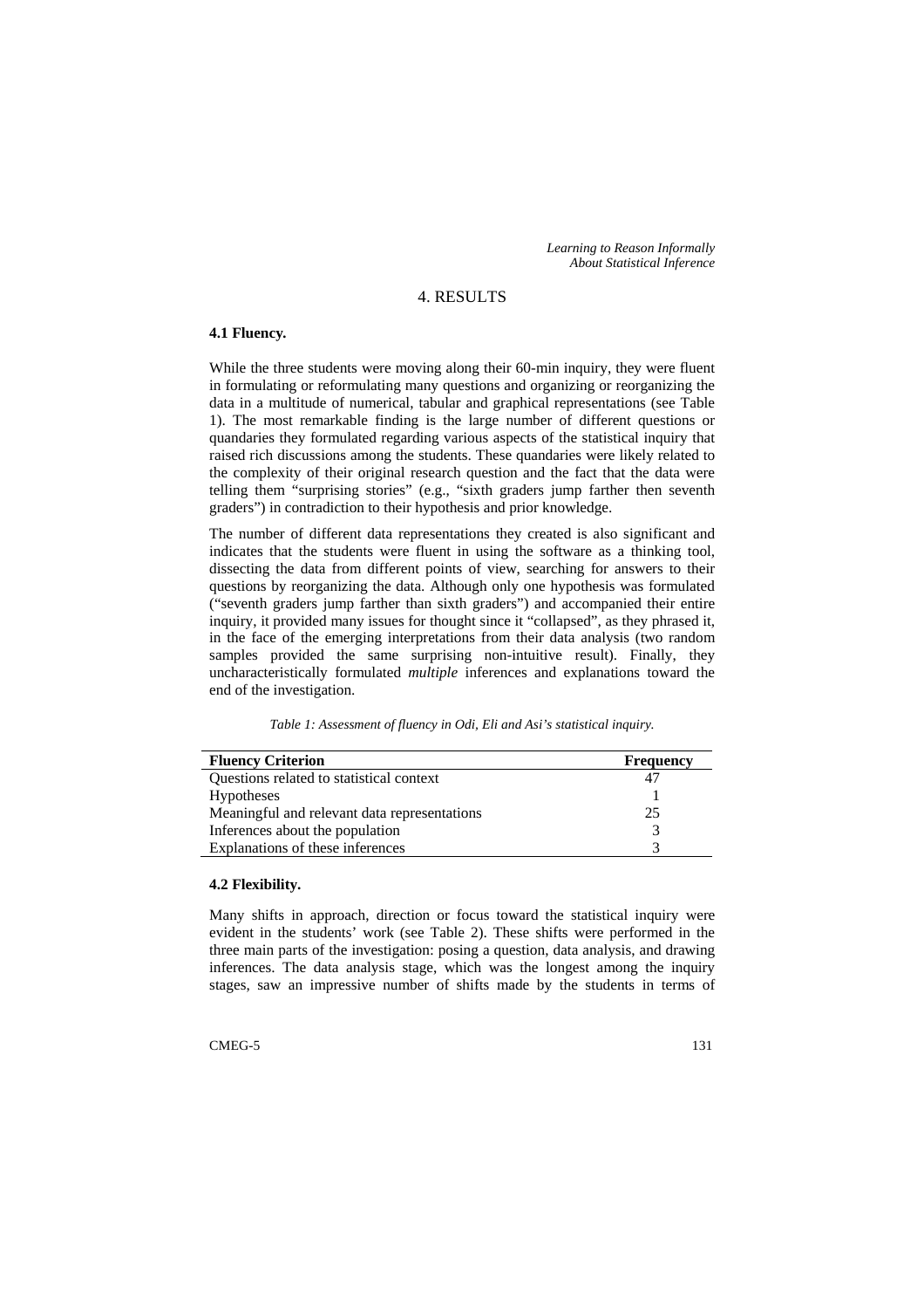## 4. RESULTS

### 4.1 Fluency.

While the three students were moving along their 60-min inquiry, they were fluent in formulating or reformulating many questions and organizing or reorganizing the data in a multitude of numerical, tabular and graphical representations (see Table 1). The most remarkable finding is the large number of different questions or quandaries they formulated regarding various aspects of the statistical inquiry that raised rich discussions among the students. These quandaries were likely related to the complexity of their original research question and the fact that the data were telling them "surprising stories" (e.g., "sixth graders jump farther then seventh graders") in contradiction to their hypothesis and prior knowledge.

The number of different data representations they created is also significant and indicates that the students were fluent in using the software as a thinking tool, dissecting the data from different points of view, searching for answers to their questions by reorganizing the data. Although only one hypothesis was formulated ("seventh graders jump farther than sixth graders") and accompanied their entire inquiry, it provided many issues for thought since it "collapsed", as they phrased it, in the face of the emerging interpretations from their data analysis (two random samples provided the same surprising non-intuitive result). Finally, they uncharacteristically formulated *multiple* inferences and explanations toward the end of the investigation.

*Table 1: Assessment of fluency in Odi, Eli and Asi's statistical inquiry.*

| Fluency Criterion | Frequency |
|---|---|
| Questions related to statistical context | 47 |
| Hypotheses | 1 |
| Meaningful and relevant data representations | 25 |
| Inferences about the population | 3 |
| Explanations of these inferences | 3 |

### 4.2 Flexibility.

Many shifts in approach, direction or focus toward the statistical inquiry were evident in the students' work (see Table 2). These shifts were performed in the three main parts of the investigation: posing a question, data analysis, and drawing inferences. The data analysis stage, which was the longest among the inquiry stages, saw an impressive number of shifts made by the students in terms of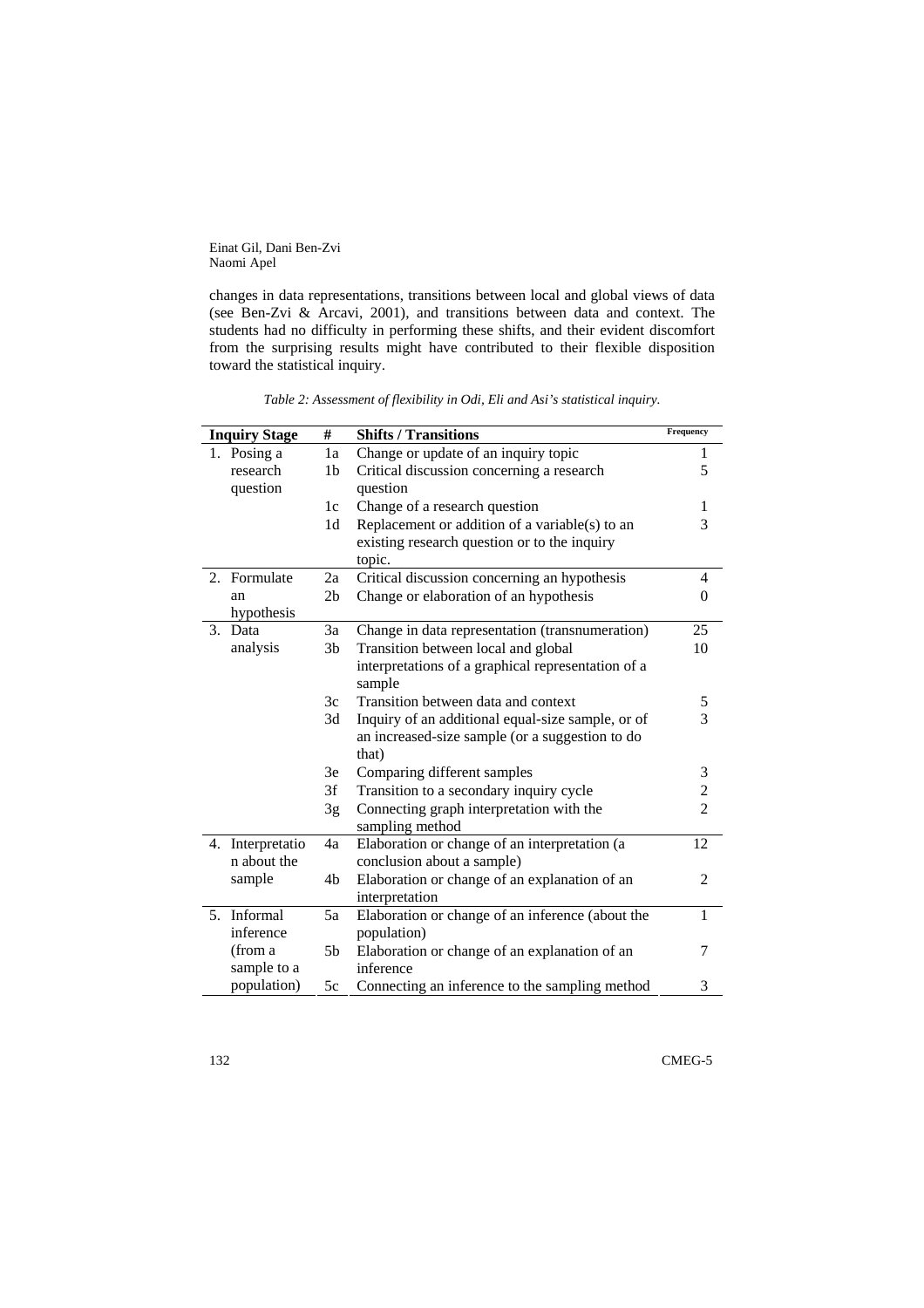changes in data representations, transitions between local and global views of data (see Ben-Zvi & Arcavi, 2001), and transitions between data and context. The students had no difficulty in performing these shifts, and their evident discomfort from the surprising results might have contributed to their flexible disposition toward the statistical inquiry.

*Table 2: Assessment of flexibility in Odi, Eli and Asi's statistical inquiry.*

| **Inquiry Stage** | **#** | **Shifts / Transitions** | **Frequency** |
|---|---|---|---|
| 1. Posing a research question | 1a | Change or update of an inquiry topic | 1 |
| | 1b | Critical discussion concerning a research question | 5 |
| | 1c | Change of a research question | 1 |
| | 1d | Replacement or addition of a variable(s) to an existing research question or to the inquiry topic. | 3 |
| 2. Formulate an hypothesis | 2a | Critical discussion concerning an hypothesis | 4 |
| | 2b | Change or elaboration of an hypothesis | 0 |
| 3. Data analysis | 3a | Change in data representation (transnumeration) | 25 |
| | 3b | Transition between local and global interpretations of a graphical representation of a sample | 10 |
| | 3c | Transition between data and context | 5 |
| | 3d | Inquiry of an additional equal-size sample, or of an increased-size sample (or a suggestion to do that) | 3 |
| | 3e | Comparing different samples | 3 |
| | 3f | Transition to a secondary inquiry cycle | 2 |
| | 3g | Connecting graph interpretation with the sampling method | 2 |
| 4. Interpretation about the sample | 4a | Elaboration or change of an interpretation (a conclusion about a sample) | 12 |
| | 4b | Elaboration or change of an explanation of an interpretation | 2 |
| 5. Informal inference (from a sample to a population) | 5a | Elaboration or change of an inference (about the population) | 1 |
| | 5b | Elaboration or change of an explanation of an inference | 7 |
| | 5c | Connecting an inference to the sampling method | 3 |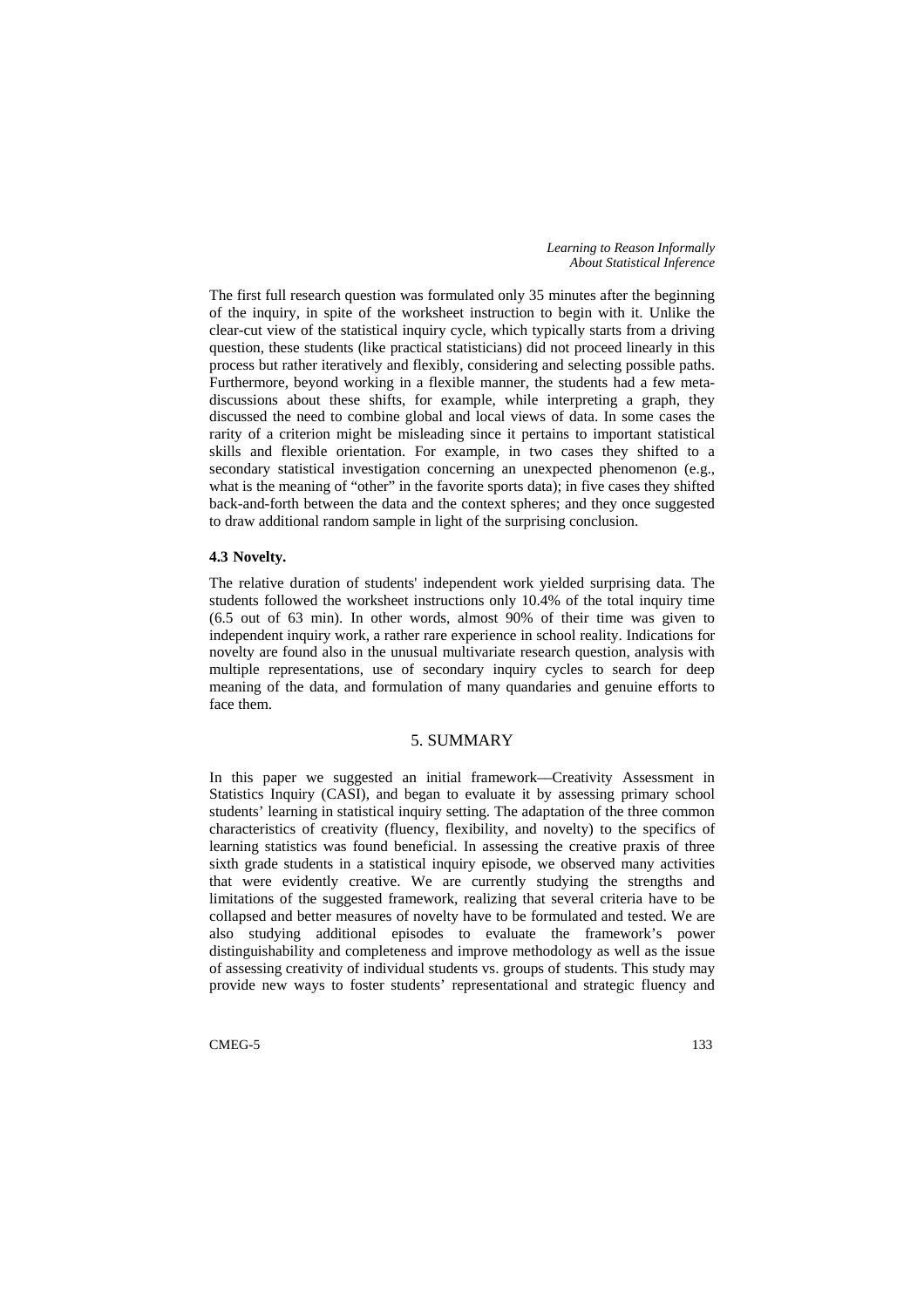The first full research question was formulated only 35 minutes after the beginning of the inquiry, in spite of the worksheet instruction to begin with it. Unlike the clear-cut view of the statistical inquiry cycle, which typically starts from a driving question, these students (like practical statisticians) did not proceed linearly in this process but rather iteratively and flexibly, considering and selecting possible paths. Furthermore, beyond working in a flexible manner, the students had a few meta-discussions about these shifts, for example, while interpreting a graph, they discussed the need to combine global and local views of data. In some cases the rarity of a criterion might be misleading since it pertains to important statistical skills and flexible orientation. For example, in two cases they shifted to a secondary statistical investigation concerning an unexpected phenomenon (e.g., what is the meaning of "other" in the favorite sports data); in five cases they shifted back-and-forth between the data and the context spheres; and they once suggested to draw additional random sample in light of the surprising conclusion.

### 4.3 Novelty.

The relative duration of students' independent work yielded surprising data. The students followed the worksheet instructions only 10.4% of the total inquiry time (6.5 out of 63 min). In other words, almost 90% of their time was given to independent inquiry work, a rather rare experience in school reality. Indications for novelty are found also in the unusual multivariate research question, analysis with multiple representations, use of secondary inquiry cycles to search for deep meaning of the data, and formulation of many quandaries and genuine efforts to face them.

## 5. SUMMARY

In this paper we suggested an initial framework—Creativity Assessment in Statistics Inquiry (CASI), and began to evaluate it by assessing primary school students' learning in statistical inquiry setting. The adaptation of the three common characteristics of creativity (fluency, flexibility, and novelty) to the specifics of learning statistics was found beneficial. In assessing the creative praxis of three sixth grade students in a statistical inquiry episode, we observed many activities that were evidently creative. We are currently studying the strengths and limitations of the suggested framework, realizing that several criteria have to be collapsed and better measures of novelty have to be formulated and tested. We are also studying additional episodes to evaluate the framework's power distinguishability and completeness and improve methodology as well as the issue of assessing creativity of individual students vs. groups of students. This study may provide new ways to foster students' representational and strategic fluency and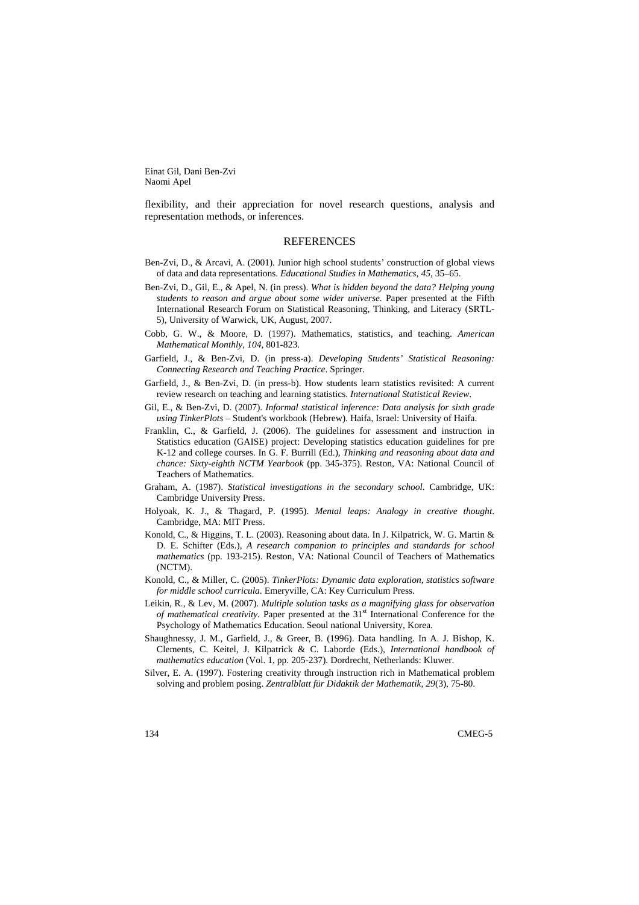flexibility, and their appreciation for novel research questions, analysis and representation methods, or inferences.

## REFERENCES

Ben-Zvi, D., & Arcavi, A. (2001). Junior high school students' construction of global views of data and data representations. *Educational Studies in Mathematics, 45*, 35–65.

Ben-Zvi, D., Gil, E., & Apel, N. (in press). *What is hidden beyond the data? Helping young students to reason and argue about some wider universe.* Paper presented at the Fifth International Research Forum on Statistical Reasoning, Thinking, and Literacy (SRTL-5), University of Warwick, UK, August, 2007.

Cobb, G. W., & Moore, D. (1997). Mathematics, statistics, and teaching. *American Mathematical Monthly, 104*, 801-823.

Garfield, J., & Ben-Zvi, D. (in press-a). *Developing Students' Statistical Reasoning: Connecting Research and Teaching Practice*. Springer.

Garfield, J., & Ben-Zvi, D. (in press-b). How students learn statistics revisited: A current review research on teaching and learning statistics. *International Statistical Review*.

Gil, E., & Ben-Zvi, D. (2007). *Informal statistical inference: Data analysis for sixth grade using TinkerPlots* – Student's workbook (Hebrew). Haifa, Israel: University of Haifa.

Franklin, C., & Garfield, J. (2006). The guidelines for assessment and instruction in Statistics education (GAISE) project: Developing statistics education guidelines for pre K-12 and college courses. In G. F. Burrill (Ed.), *Thinking and reasoning about data and chance: Sixty-eighth NCTM Yearbook* (pp. 345-375). Reston, VA: National Council of Teachers of Mathematics.

Graham, A. (1987). *Statistical investigations in the secondary school*. Cambridge, UK: Cambridge University Press.

Holyoak, K. J., & Thagard, P. (1995). *Mental leaps: Analogy in creative thought*. Cambridge, MA: MIT Press.

Konold, C., & Higgins, T. L. (2003). Reasoning about data. In J. Kilpatrick, W. G. Martin & D. E. Schifter (Eds.), *A research companion to principles and standards for school mathematics* (pp. 193-215). Reston, VA: National Council of Teachers of Mathematics (NCTM).

Konold, C., & Miller, C. (2005). *TinkerPlots: Dynamic data exploration, statistics software for middle school curricula*. Emeryville, CA: Key Curriculum Press.

Leikin, R., & Lev, M. (2007). *Multiple solution tasks as a magnifying glass for observation of mathematical creativity*. Paper presented at the 31st International Conference for the Psychology of Mathematics Education. Seoul national University, Korea.

Shaughnessy, J. M., Garfield, J., & Greer, B. (1996). Data handling. In A. J. Bishop, K. Clements, C. Keitel, J. Kilpatrick & C. Laborde (Eds.), *International handbook of mathematics education* (Vol. 1, pp. 205-237). Dordrecht, Netherlands: Kluwer.

Silver, E. A. (1997). Fostering creativity through instruction rich in Mathematical problem solving and problem posing. *Zentralblatt für Didaktik der Mathematik, 29*(3), 75-80.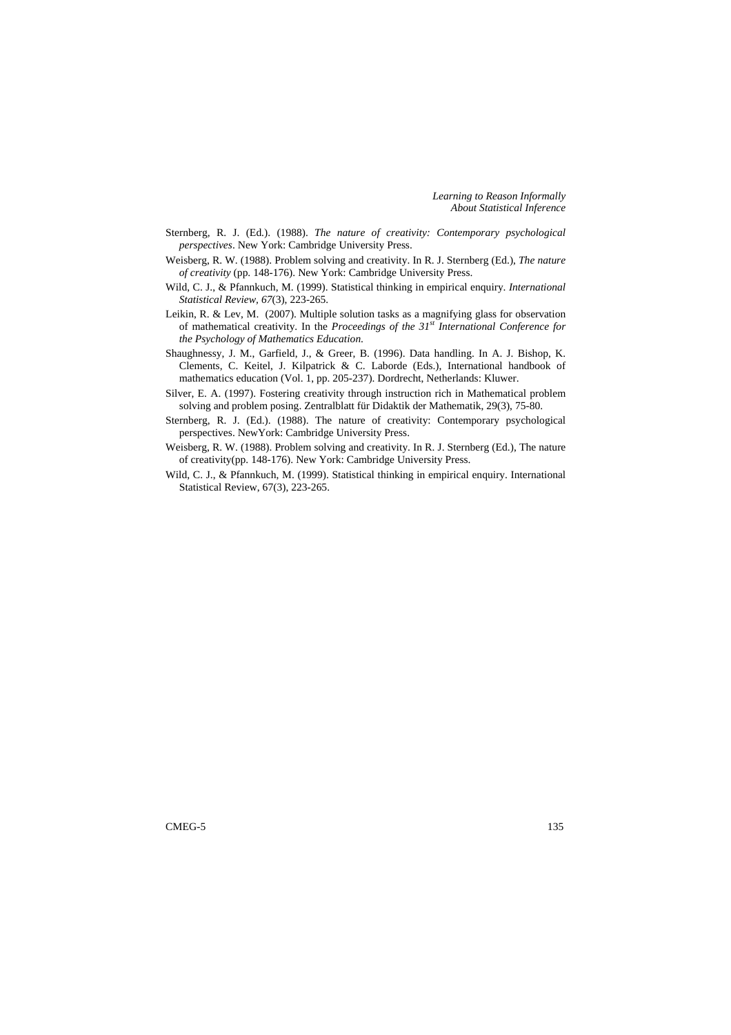Sternberg, R. J. (Ed.). (1988). *The nature of creativity: Contemporary psychological perspectives*. New York: Cambridge University Press.

Weisberg, R. W. (1988). Problem solving and creativity. In R. J. Sternberg (Ed.), *The nature of creativity* (pp. 148-176). New York: Cambridge University Press.

Wild, C. J., & Pfannkuch, M. (1999). Statistical thinking in empirical enquiry. *International Statistical Review*, *67*(3), 223-265.

Leikin, R. & Lev, M. (2007). Multiple solution tasks as a magnifying glass for observation of mathematical creativity. In the *Proceedings of the 31st International Conference for the Psychology of Mathematics Education.*

Shaughnessy, J. M., Garfield, J., & Greer, B. (1996). Data handling. In A. J. Bishop, K. Clements, C. Keitel, J. Kilpatrick & C. Laborde (Eds.), International handbook of mathematics education (Vol. 1, pp. 205-237). Dordrecht, Netherlands: Kluwer.

Silver, E. A. (1997). Fostering creativity through instruction rich in Mathematical problem solving and problem posing. Zentralblatt für Didaktik der Mathematik, 29(3), 75-80.

Sternberg, R. J. (Ed.). (1988). The nature of creativity: Contemporary psychological perspectives. NewYork: Cambridge University Press.

Weisberg, R. W. (1988). Problem solving and creativity. In R. J. Sternberg (Ed.), The nature of creativity(pp. 148-176). New York: Cambridge University Press.

Wild, C. J., & Pfannkuch, M. (1999). Statistical thinking in empirical enquiry. International Statistical Review, 67(3), 223-265.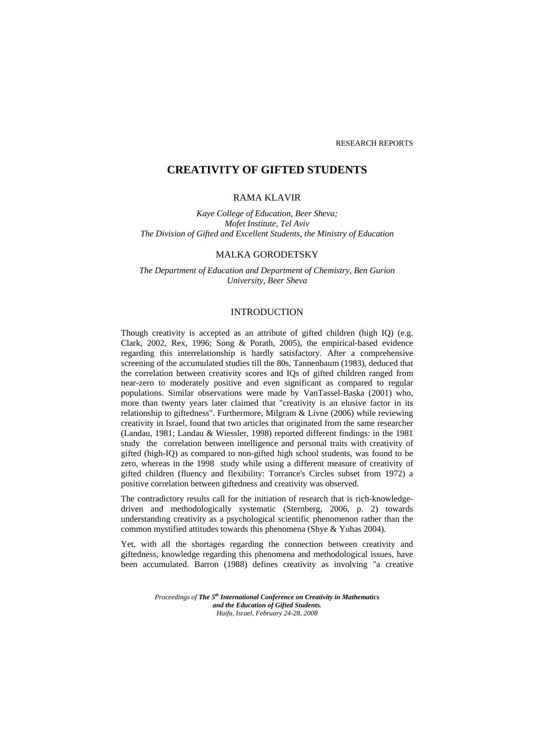RESEARCH REPORTS

# CREATIVITY OF GIFTED STUDENTS

RAMA KLAVIR

*Kaye College of Education, Beer Sheva;*
*Mofet Institute, Tel Aviv*
*The Division of Gifted and Excellent Students, the Ministry of Education*

MALKA GORODETSKY

*The Department of Education and Department of Chemistry, Ben Gurion University, Beer Sheva*

## INTRODUCTION

Though creativity is accepted as an attribute of gifted children (high IQ) (e.g. Clark, 2002, Rex, 1996; Song & Porath, 2005), the empirical-based evidence regarding this interrelationship is hardly satisfactory. After a comprehensive screening of the accumulated studies till the 80s, Tannenbaum (1983), deduced that the correlation between creativity scores and IQs of gifted children ranged from near-zero to moderately positive and even significant as compared to regular populations. Similar observations were made by VanTassel-Baska (2001) who, more than twenty years later claimed that "creativity is an elusive factor in its relationship to giftedness". Furthermore, Milgram & Livne (2006) while reviewing creativity in Israel, found that two articles that originated from the same researcher (Landau, 1981; Landau & Wiessler, 1998) reported different findings: in the 1981 study the correlation between intelligence and personal traits with creativity of gifted (high-IQ) as compared to non-gifted high school students, was found to be zero, whereas in the 1998 study while using a different measure of creativity of gifted children (fluency and flexibility: Torrance's Circles subset from 1972) a positive correlation between giftedness and creativity was observed.

The contradictory results call for the initiation of research that is rich-knowledge-driven and methodologically systematic (Sternberg, 2006, p. 2) towards understanding creativity as a psychological scientific phenomenon rather than the common mystified attitudes towards this phenomena (Shye & Yuhas 2004).

Yet, with all the shortages regarding the connection between creativity and giftedness, knowledge regarding this phenomena and methodological issues, have been accumulated. Barron (1988) defines creativity as involving "a creative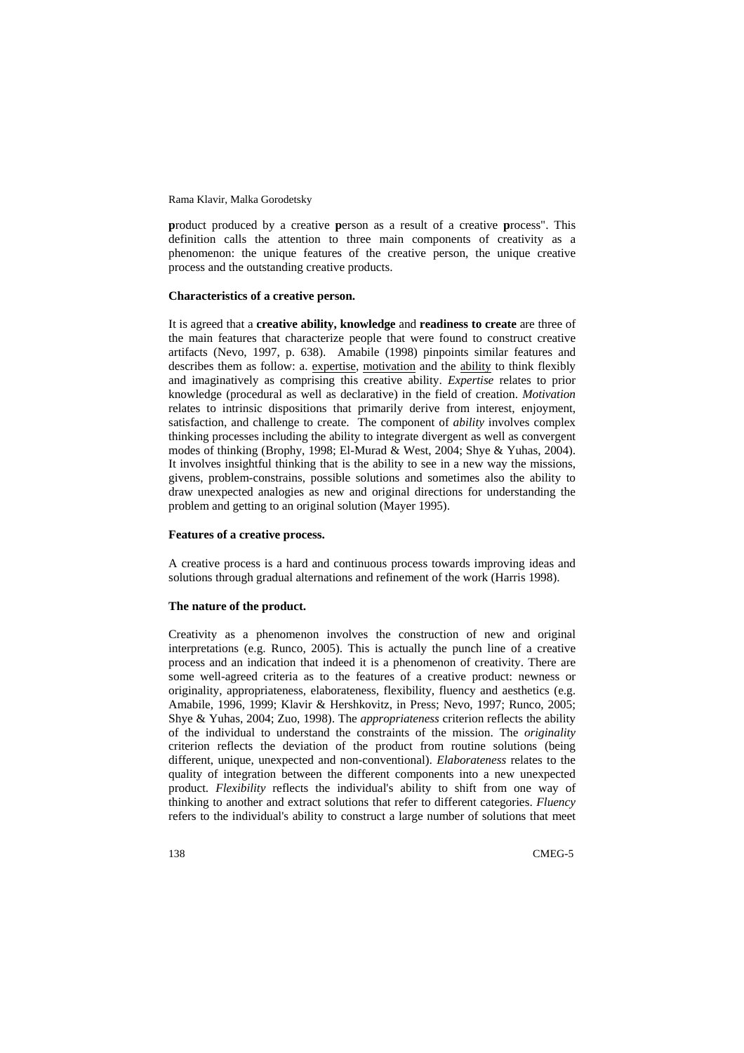**p**roduct produced by a creative **p**erson as a result of a creative **p**rocess". This definition calls the attention to three main components of creativity as a phenomenon: the unique features of the creative person, the unique creative process and the outstanding creative products.

**Characteristics of a creative person.**

It is agreed that a **creative ability, knowledge** and **readiness to create** are three of the main features that characterize people that were found to construct creative artifacts (Nevo, 1997, p. 638). Amabile (1998) pinpoints similar features and describes them as follow: a. <u>expertise</u>, <u>motivation</u> and the <u>ability</u> to think flexibly and imaginatively as comprising this creative ability. *Expertise* relates to prior knowledge (procedural as well as declarative) in the field of creation. *Motivation* relates to intrinsic dispositions that primarily derive from interest, enjoyment, satisfaction, and challenge to create. The component of *ability* involves complex thinking processes including the ability to integrate divergent as well as convergent modes of thinking (Brophy, 1998; El-Murad & West, 2004; Shye & Yuhas, 2004). It involves insightful thinking that is the ability to see in a new way the missions, givens, problem-constrains, possible solutions and sometimes also the ability to draw unexpected analogies as new and original directions for understanding the problem and getting to an original solution (Mayer 1995).

**Features of a creative process.**

A creative process is a hard and continuous process towards improving ideas and solutions through gradual alternations and refinement of the work (Harris 1998).

**The nature of the product.**

Creativity as a phenomenon involves the construction of new and original interpretations (e.g. Runco, 2005). This is actually the punch line of a creative process and an indication that indeed it is a phenomenon of creativity. There are some well-agreed criteria as to the features of a creative product: newness or originality, appropriateness, elaborateness, flexibility, fluency and aesthetics (e.g. Amabile, 1996, 1999; Klavir & Hershkovitz, in Press; Nevo, 1997; Runco, 2005; Shye & Yuhas, 2004; Zuo, 1998). The *appropriateness* criterion reflects the ability of the individual to understand the constraints of the mission. The *originality* criterion reflects the deviation of the product from routine solutions (being different, unique, unexpected and non-conventional). *Elaborateness* relates to the quality of integration between the different components into a new unexpected product. *Flexibility* reflects the individual's ability to shift from one way of thinking to another and extract solutions that refer to different categories. *Fluency* refers to the individual's ability to construct a large number of solutions that meet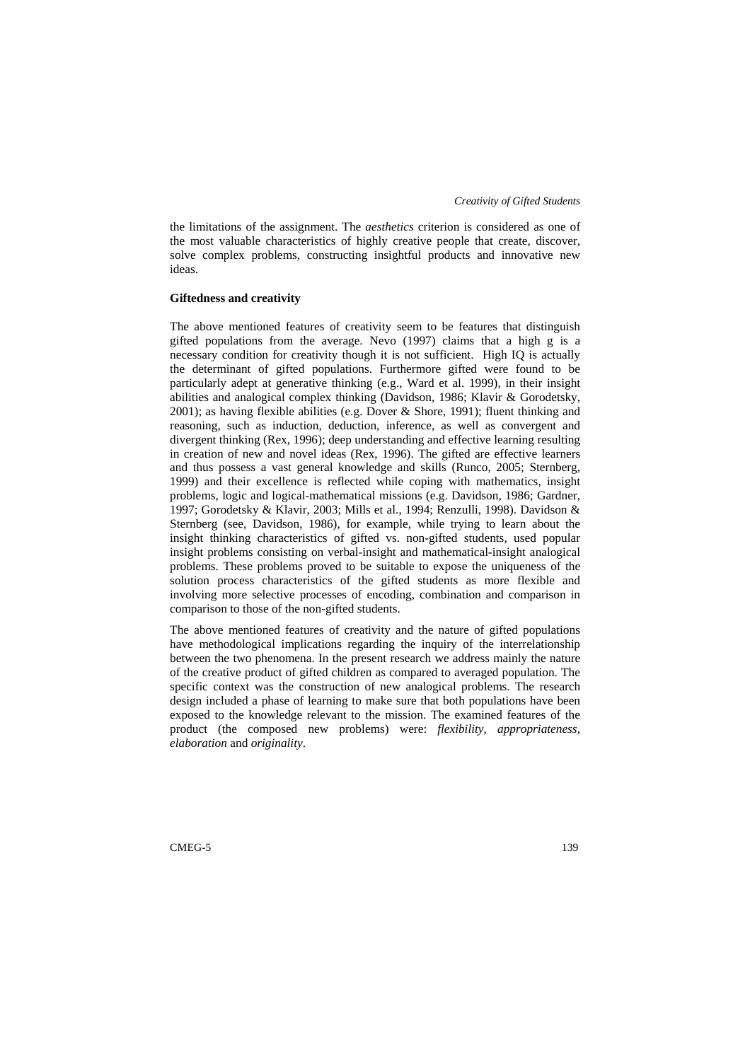the limitations of the assignment. The *aesthetics* criterion is considered as one of the most valuable characteristics of highly creative people that create, discover, solve complex problems, constructing insightful products and innovative new ideas.

**Giftedness and creativity**

The above mentioned features of creativity seem to be features that distinguish gifted populations from the average. Nevo (1997) claims that a high g is a necessary condition for creativity though it is not sufficient. High IQ is actually the determinant of gifted populations. Furthermore gifted were found to be particularly adept at generative thinking (e.g., Ward et al. 1999), in their insight abilities and analogical complex thinking (Davidson, 1986; Klavir & Gorodetsky, 2001); as having flexible abilities (e.g. Dover & Shore, 1991); fluent thinking and reasoning, such as induction, deduction, inference, as well as convergent and divergent thinking (Rex, 1996); deep understanding and effective learning resulting in creation of new and novel ideas (Rex, 1996). The gifted are effective learners and thus possess a vast general knowledge and skills (Runco, 2005; Sternberg, 1999) and their excellence is reflected while coping with mathematics, insight problems, logic and logical-mathematical missions (e.g. Davidson, 1986; Gardner, 1997; Gorodetsky & Klavir, 2003; Mills et al., 1994; Renzulli, 1998). Davidson & Sternberg (see, Davidson, 1986), for example, while trying to learn about the insight thinking characteristics of gifted vs. non-gifted students, used popular insight problems consisting on verbal-insight and mathematical-insight analogical problems. These problems proved to be suitable to expose the uniqueness of the solution process characteristics of the gifted students as more flexible and involving more selective processes of encoding, combination and comparison in comparison to those of the non-gifted students.

The above mentioned features of creativity and the nature of gifted populations have methodological implications regarding the inquiry of the interrelationship between the two phenomena. In the present research we address mainly the nature of the creative product of gifted children as compared to averaged population. The specific context was the construction of new analogical problems. The research design included a phase of learning to make sure that both populations have been exposed to the knowledge relevant to the mission. The examined features of the product (the composed new problems) were: *flexibility, appropriateness, elaboration* and *originality*.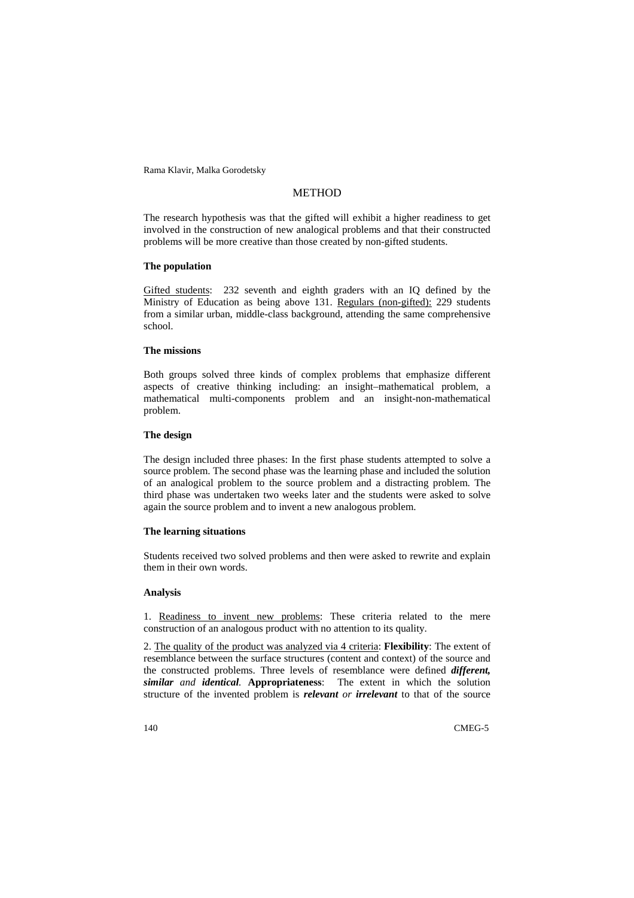## METHOD

The research hypothesis was that the gifted will exhibit a higher readiness to get involved in the construction of new analogical problems and that their constructed problems will be more creative than those created by non-gifted students.

### The population

Gifted students: 232 seventh and eighth graders with an IQ defined by the Ministry of Education as being above 131. Regulars (non-gifted): 229 students from a similar urban, middle-class background, attending the same comprehensive school.

### The missions

Both groups solved three kinds of complex problems that emphasize different aspects of creative thinking including: an insight–mathematical problem, a mathematical multi-components problem and an insight-non-mathematical problem.

### The design

The design included three phases: In the first phase students attempted to solve a source problem. The second phase was the learning phase and included the solution of an analogical problem to the source problem and a distracting problem. The third phase was undertaken two weeks later and the students were asked to solve again the source problem and to invent a new analogous problem.

### The learning situations

Students received two solved problems and then were asked to rewrite and explain them in their own words.

### Analysis

1. Readiness to invent new problems: These criteria related to the mere construction of an analogous product with no attention to its quality.

2. The quality of the product was analyzed via 4 criteria: **Flexibility**: The extent of resemblance between the surface structures (content and context) of the source and the constructed problems. Three levels of resemblance were defined ***different, similar*** *and* ***identical***. **Appropriateness**: The extent in which the solution structure of the invented problem is ***relevant*** *or* ***irrelevant*** to that of the source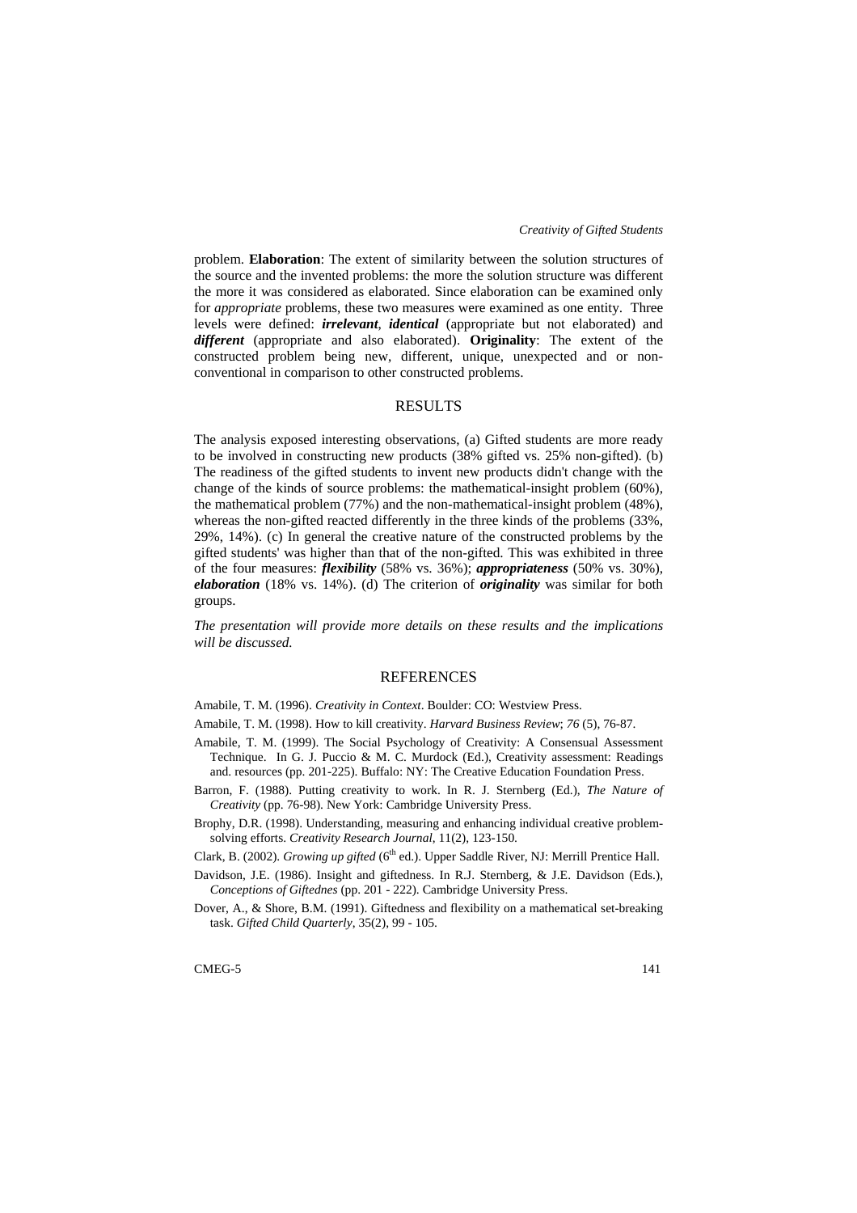problem. **Elaboration**: The extent of similarity between the solution structures of the source and the invented problems: the more the solution structure was different the more it was considered as elaborated. Since elaboration can be examined only for *appropriate* problems, these two measures were examined as one entity. Three levels were defined: ***irrelevant***, ***identical*** (appropriate but not elaborated) and ***different*** (appropriate and also elaborated). **Originality**: The extent of the constructed problem being new, different, unique, unexpected and or non-conventional in comparison to other constructed problems.

## RESULTS

The analysis exposed interesting observations, (a) Gifted students are more ready to be involved in constructing new products (38% gifted vs. 25% non-gifted). (b) The readiness of the gifted students to invent new products didn't change with the change of the kinds of source problems: the mathematical-insight problem (60%), the mathematical problem (77%) and the non-mathematical-insight problem (48%), whereas the non-gifted reacted differently in the three kinds of the problems (33%, 29%, 14%). (c) In general the creative nature of the constructed problems by the gifted students' was higher than that of the non-gifted. This was exhibited in three of the four measures: ***flexibility*** (58% vs. 36%); ***appropriateness*** (50% vs. 30%), ***elaboration*** (18% vs. 14%). (d) The criterion of ***originality*** was similar for both groups.

*The presentation will provide more details on these results and the implications will be discussed.*

## REFERENCES

Amabile, T. M. (1996). *Creativity in Context*. Boulder: CO: Westview Press.

Amabile, T. M. (1998). How to kill creativity. *Harvard Business Review*; *76* (5), 76-87.

Amabile, T. M. (1999). The Social Psychology of Creativity: A Consensual Assessment Technique. In G. J. Puccio & M. C. Murdock (Ed.), Creativity assessment: Readings and. resources (pp. 201-225). Buffalo: NY: The Creative Education Foundation Press.

Barron, F. (1988). Putting creativity to work. In R. J. Sternberg (Ed.), *The Nature of Creativity* (pp. 76-98). New York: Cambridge University Press.

Brophy, D.R. (1998). Understanding, measuring and enhancing individual creative problem-solving efforts. *Creativity Research Journal*, 11(2), 123-150.

Clark, B. (2002). *Growing up gifted* (6th ed.). Upper Saddle River, NJ: Merrill Prentice Hall.

Davidson, J.E. (1986). Insight and giftedness. In R.J. Sternberg, & J.E. Davidson (Eds.), *Conceptions of Giftednes* (pp. 201 - 222). Cambridge University Press.

Dover, A., & Shore, B.M. (1991). Giftedness and flexibility on a mathematical set-breaking task. *Gifted Child Quarterly*, 35(2), 99 - 105.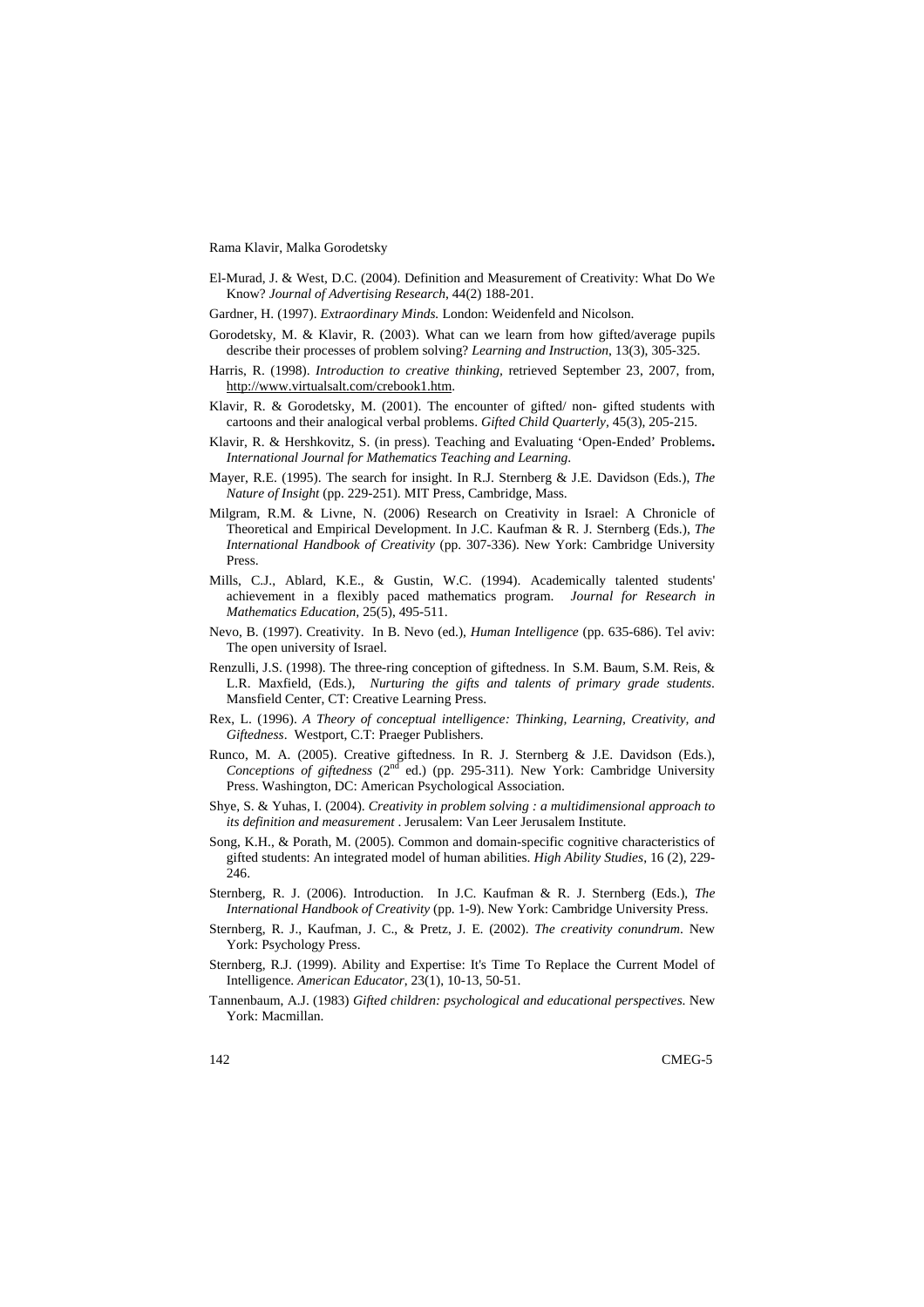El-Murad, J. & West, D.C. (2004). Definition and Measurement of Creativity: What Do We Know? *Journal of Advertising Research*, 44(2) 188-201.

Gardner, H. (1997). *Extraordinary Minds.* London: Weidenfeld and Nicolson.

Gorodetsky, M. & Klavir, R. (2003). What can we learn from how gifted/average pupils describe their processes of problem solving? *Learning and Instruction*, 13(3), 305-325.

Harris, R. (1998). *Introduction to creative thinking*, retrieved September 23, 2007, from, http://www.virtualsalt.com/crebook1.htm.

Klavir, R. & Gorodetsky, M. (2001). The encounter of gifted/ non- gifted students with cartoons and their analogical verbal problems. *Gifted Child Quarterly*, 45(3), 205-215.

Klavir, R. & Hershkovitz, S. (in press). Teaching and Evaluating 'Open-Ended' Problems**.** *International Journal for Mathematics Teaching and Learning*.

Mayer, R.E. (1995). The search for insight. In R.J. Sternberg & J.E. Davidson (Eds.), *The Nature of Insight* (pp. 229-251). MIT Press, Cambridge, Mass.

Milgram, R.M. & Livne, N. (2006) Research on Creativity in Israel: A Chronicle of Theoretical and Empirical Development. In J.C. Kaufman & R. J. Sternberg (Eds.), *The International Handbook of Creativity* (pp. 307-336). New York: Cambridge University Press.

Mills, C.J., Ablard, K.E., & Gustin, W.C. (1994). Academically talented students' achievement in a flexibly paced mathematics program. *Journal for Research in Mathematics Education,* 25(5), 495-511.

Nevo, B. (1997). Creativity. In B. Nevo (ed.), *Human Intelligence* (pp. 635-686). Tel aviv: The open university of Israel.

Renzulli, J.S. (1998). The three-ring conception of giftedness. In S.M. Baum, S.M. Reis, & L.R. Maxfield, (Eds.), *Nurturing the gifts and talents of primary grade students*. Mansfield Center, CT: Creative Learning Press.

Rex, L. (1996). *A Theory of conceptual intelligence: Thinking, Learning, Creativity, and Giftedness*. Westport, C.T: Praeger Publishers.

Runco, M. A. (2005). Creative giftedness. In R. J. Sternberg & J.E. Davidson (Eds.), *Conceptions of giftedness* (2nd ed.) (pp. 295-311). New York: Cambridge University Press. Washington, DC: American Psychological Association.

Shye, S. & Yuhas, I. (2004). *Creativity in problem solving : a multidimensional approach to its definition and measurement* . Jerusalem: Van Leer Jerusalem Institute.

Song, K.H., & Porath, M. (2005). Common and domain-specific cognitive characteristics of gifted students: An integrated model of human abilities. *High Ability Studies*, 16 (2), 229-246.

Sternberg, R. J. (2006). Introduction. In J.C. Kaufman & R. J. Sternberg (Eds.), *The International Handbook of Creativity* (pp. 1-9). New York: Cambridge University Press.

Sternberg, R. J., Kaufman, J. C., & Pretz, J. E. (2002). *The creativity conundrum*. New York: Psychology Press.

Sternberg, R.J. (1999). Ability and Expertise: It's Time To Replace the Current Model of Intelligence. *American Educator*, 23(1), 10-13, 50-51.

Tannenbaum, A.J. (1983) *Gifted children: psychological and educational perspectives.* New York: Macmillan.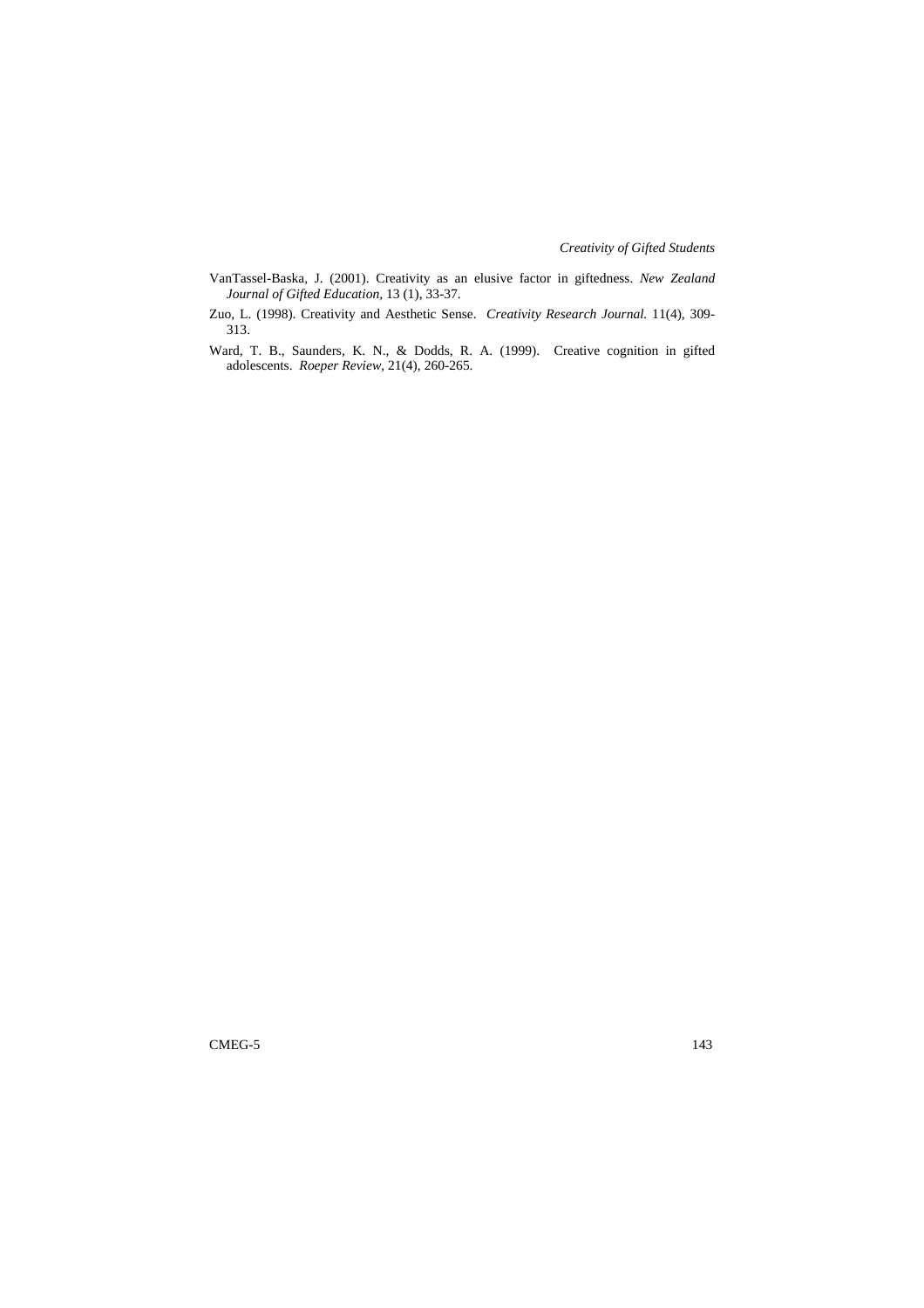VanTassel-Baska, J. (2001). Creativity as an elusive factor in giftedness. *New Zealand Journal of Gifted Education*, 13 (1), 33-37.

Zuo, L. (1998). Creativity and Aesthetic Sense. *Creativity Research Journal.* 11(4), 309-313.

Ward, T. B., Saunders, K. N., & Dodds, R. A. (1999). Creative cognition in gifted adolescents. *Roeper Review*, 21(4), 260-265.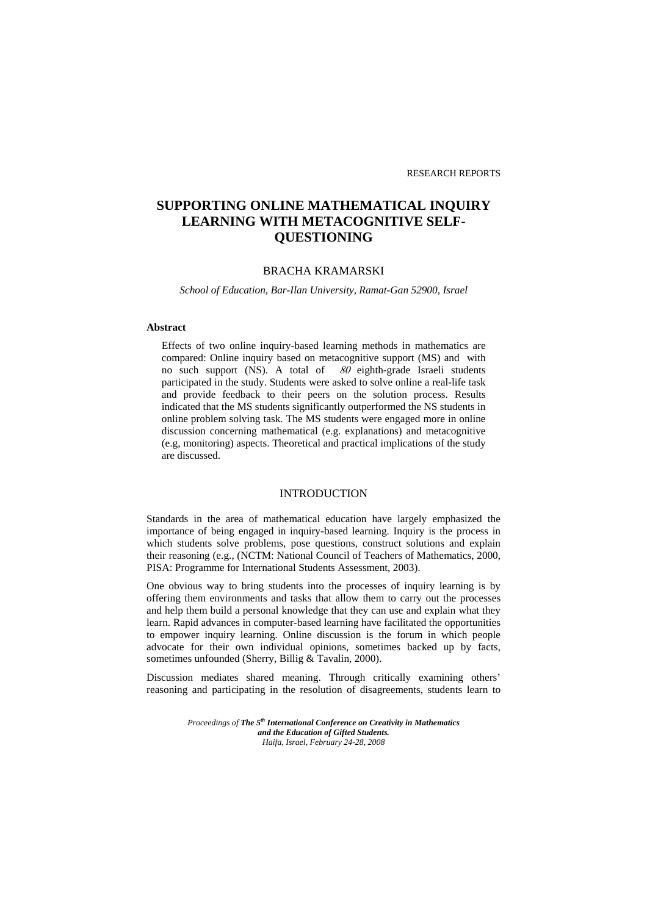RESEARCH REPORTS

# SUPPORTING ONLINE MATHEMATICAL INQUIRY LEARNING WITH METACOGNITIVE SELF-QUESTIONING

BRACHA KRAMARSKI

*School of Education, Bar-Ilan University, Ramat-Gan 52900, Israel*

**Abstract**

Effects of two online inquiry-based learning methods in mathematics are compared: Online inquiry based on metacognitive support (MS) and with no such support (NS). A total of *80* eighth-grade Israeli students participated in the study. Students were asked to solve online a real-life task and provide feedback to their peers on the solution process. Results indicated that the MS students significantly outperformed the NS students in online problem solving task. The MS students were engaged more in online discussion concerning mathematical (e.g. explanations) and metacognitive (e.g, monitoring) aspects. Theoretical and practical implications of the study are discussed.

## INTRODUCTION

Standards in the area of mathematical education have largely emphasized the importance of being engaged in inquiry-based learning. Inquiry is the process in which students solve problems, pose questions, construct solutions and explain their reasoning (e.g., (NCTM: National Council of Teachers of Mathematics, 2000, PISA: Programme for International Students Assessment, 2003).

One obvious way to bring students into the processes of inquiry learning is by offering them environments and tasks that allow them to carry out the processes and help them build a personal knowledge that they can use and explain what they learn. Rapid advances in computer-based learning have facilitated the opportunities to empower inquiry learning. Online discussion is the forum in which people advocate for their own individual opinions, sometimes backed up by facts, sometimes unfounded (Sherry, Billig & Tavalin, 2000).

Discussion mediates shared meaning. Through critically examining others' reasoning and participating in the resolution of disagreements, students learn to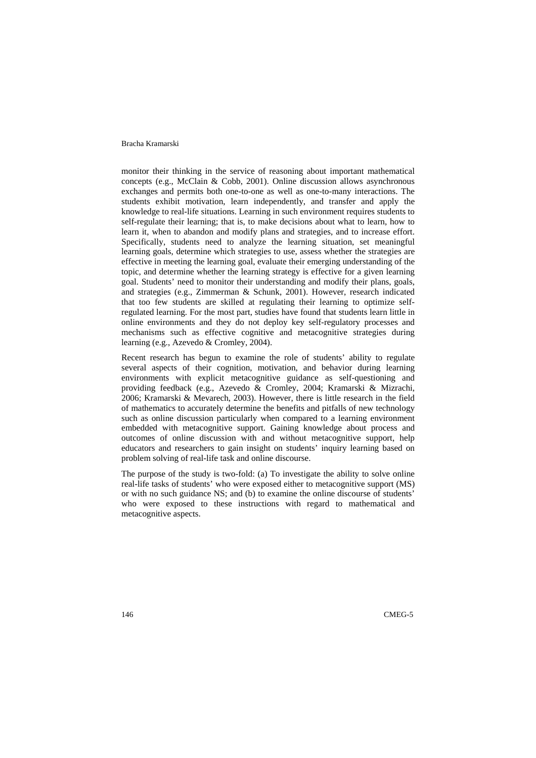monitor their thinking in the service of reasoning about important mathematical concepts (e.g., McClain & Cobb, 2001). Online discussion allows asynchronous exchanges and permits both one-to-one as well as one-to-many interactions. The students exhibit motivation, learn independently, and transfer and apply the knowledge to real-life situations. Learning in such environment requires students to self-regulate their learning; that is, to make decisions about what to learn, how to learn it, when to abandon and modify plans and strategies, and to increase effort. Specifically, students need to analyze the learning situation, set meaningful learning goals, determine which strategies to use, assess whether the strategies are effective in meeting the learning goal, evaluate their emerging understanding of the topic, and determine whether the learning strategy is effective for a given learning goal. Students' need to monitor their understanding and modify their plans, goals, and strategies (e.g., Zimmerman & Schunk, 2001). However, research indicated that too few students are skilled at regulating their learning to optimize self-regulated learning. For the most part, studies have found that students learn little in online environments and they do not deploy key self-regulatory processes and mechanisms such as effective cognitive and metacognitive strategies during learning (e.g., Azevedo & Cromley, 2004).

Recent research has begun to examine the role of students' ability to regulate several aspects of their cognition, motivation, and behavior during learning environments with explicit metacognitive guidance as self-questioning and providing feedback (e.g., Azevedo & Cromley, 2004; Kramarski & Mizrachi, 2006; Kramarski & Mevarech, 2003). However, there is little research in the field of mathematics to accurately determine the benefits and pitfalls of new technology such as online discussion particularly when compared to a learning environment embedded with metacognitive support. Gaining knowledge about process and outcomes of online discussion with and without metacognitive support, help educators and researchers to gain insight on students' inquiry learning based on problem solving of real-life task and online discourse.

The purpose of the study is two-fold: (a) To investigate the ability to solve online real-life tasks of students' who were exposed either to metacognitive support (MS) or with no such guidance NS; and (b) to examine the online discourse of students' who were exposed to these instructions with regard to mathematical and metacognitive aspects.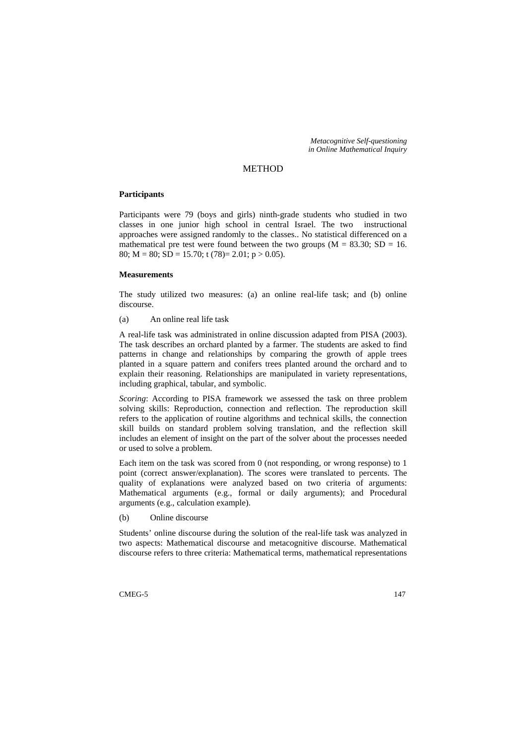## METHOD

### Participants

Participants were 79 (boys and girls) ninth-grade students who studied in two classes in one junior high school in central Israel. The two instructional approaches were assigned randomly to the classes.. No statistical differenced on a mathematical pre test were found between the two groups ($M = 83.30$; $SD = 16.80$; $M = 80$; $SD = 15.70$; $t(78) = 2.01$; $p > 0.05$).

### Measurements

The study utilized two measures: (a) an online real-life task; and (b) online discourse.

(a) An online real life task

A real-life task was administrated in online discussion adapted from PISA (2003). The task describes an orchard planted by a farmer. The students are asked to find patterns in change and relationships by comparing the growth of apple trees planted in a square pattern and conifers trees planted around the orchard and to explain their reasoning. Relationships are manipulated in variety representations, including graphical, tabular, and symbolic.

*Scoring*: According to PISA framework we assessed the task on three problem solving skills: Reproduction, connection and reflection. The reproduction skill refers to the application of routine algorithms and technical skills, the connection skill builds on standard problem solving translation, and the reflection skill includes an element of insight on the part of the solver about the processes needed or used to solve a problem.

Each item on the task was scored from 0 (not responding, or wrong response) to 1 point (correct answer/explanation). The scores were translated to percents. The quality of explanations were analyzed based on two criteria of arguments: Mathematical arguments (e.g., formal or daily arguments); and Procedural arguments (e.g., calculation example).

(b) Online discourse

Students' online discourse during the solution of the real-life task was analyzed in two aspects: Mathematical discourse and metacognitive discourse. Mathematical discourse refers to three criteria: Mathematical terms, mathematical representations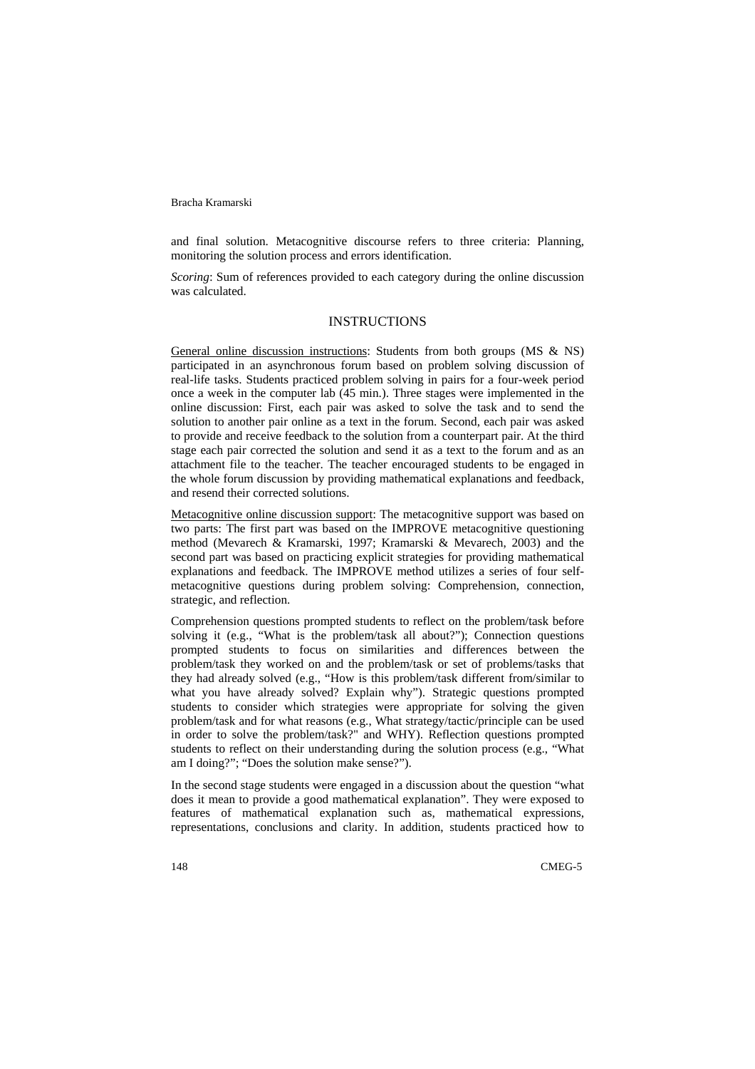and final solution. Metacognitive discourse refers to three criteria: Planning, monitoring the solution process and errors identification.

*Scoring*: Sum of references provided to each category during the online discussion was calculated.

## INSTRUCTIONS

General online discussion instructions: Students from both groups (MS & NS) participated in an asynchronous forum based on problem solving discussion of real-life tasks. Students practiced problem solving in pairs for a four-week period once a week in the computer lab (45 min.). Three stages were implemented in the online discussion: First, each pair was asked to solve the task and to send the solution to another pair online as a text in the forum. Second, each pair was asked to provide and receive feedback to the solution from a counterpart pair. At the third stage each pair corrected the solution and send it as a text to the forum and as an attachment file to the teacher. The teacher encouraged students to be engaged in the whole forum discussion by providing mathematical explanations and feedback, and resend their corrected solutions.

Metacognitive online discussion support: The metacognitive support was based on two parts: The first part was based on the IMPROVE metacognitive questioning method (Mevarech & Kramarski, 1997; Kramarski & Mevarech, 2003) and the second part was based on practicing explicit strategies for providing mathematical explanations and feedback. The IMPROVE method utilizes a series of four self-metacognitive questions during problem solving: Comprehension, connection, strategic, and reflection.

Comprehension questions prompted students to reflect on the problem/task before solving it (e.g., "What is the problem/task all about?"); Connection questions prompted students to focus on similarities and differences between the problem/task they worked on and the problem/task or set of problems/tasks that they had already solved (e.g., "How is this problem/task different from/similar to what you have already solved? Explain why"). Strategic questions prompted students to consider which strategies were appropriate for solving the given problem/task and for what reasons (e.g., What strategy/tactic/principle can be used in order to solve the problem/task?" and WHY). Reflection questions prompted students to reflect on their understanding during the solution process (e.g., "What am I doing?"; "Does the solution make sense?").

In the second stage students were engaged in a discussion about the question "what does it mean to provide a good mathematical explanation". They were exposed to features of mathematical explanation such as, mathematical expressions, representations, conclusions and clarity. In addition, students practiced how to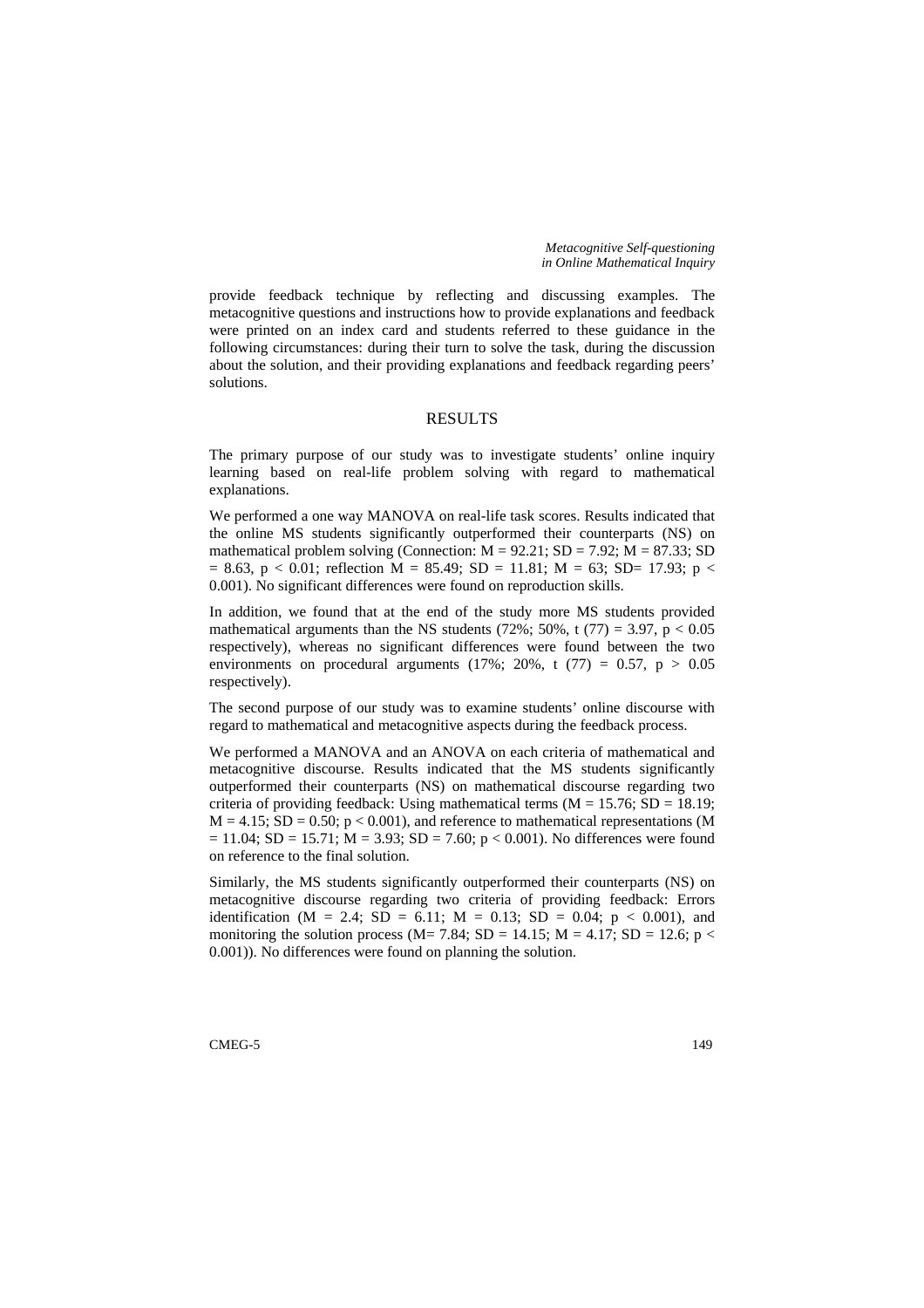provide feedback technique by reflecting and discussing examples. The metacognitive questions and instructions how to provide explanations and feedback were printed on an index card and students referred to these guidance in the following circumstances: during their turn to solve the task, during the discussion about the solution, and their providing explanations and feedback regarding peers' solutions.

## RESULTS

The primary purpose of our study was to investigate students' online inquiry learning based on real-life problem solving with regard to mathematical explanations.

We performed a one way MANOVA on real-life task scores. Results indicated that the online MS students significantly outperformed their counterparts (NS) on mathematical problem solving (Connection: $M = 92.21$; $SD = 7.92$; $M = 87.33$; $SD = 8.63$, $p < 0.01$; reflection $M = 85.49$; $SD = 11.81$; $M = 63$; $SD= 17.93$; $p < 0.001$). No significant differences were found on reproduction skills.

In addition, we found that at the end of the study more MS students provided mathematical arguments than the NS students (72%; 50%, $t\ (77) = 3.97$, $p < 0.05$ respectively), whereas no significant differences were found between the two environments on procedural arguments (17%; 20%, $t\ (77) = 0.57$, $p > 0.05$ respectively).

The second purpose of our study was to examine students' online discourse with regard to mathematical and metacognitive aspects during the feedback process.

We performed a MANOVA and an ANOVA on each criteria of mathematical and metacognitive discourse. Results indicated that the MS students significantly outperformed their counterparts (NS) on mathematical discourse regarding two criteria of providing feedback: Using mathematical terms ($M = 15.76$; $SD = 18.19$; $M = 4.15$; $SD = 0.50$; $p < 0.001$), and reference to mathematical representations ($M = 11.04$; $SD = 15.71$; $M = 3.93$; $SD = 7.60$; $p < 0.001$). No differences were found on reference to the final solution.

Similarly, the MS students significantly outperformed their counterparts (NS) on metacognitive discourse regarding two criteria of providing feedback: Errors identification ($M = 2.4$; $SD = 6.11$; $M = 0.13$; $SD = 0.04$; $p < 0.001$), and monitoring the solution process ($M= 7.84$; $SD = 14.15$; $M = 4.17$; $SD = 12.6$; $p < 0.001$)). No differences were found on planning the solution.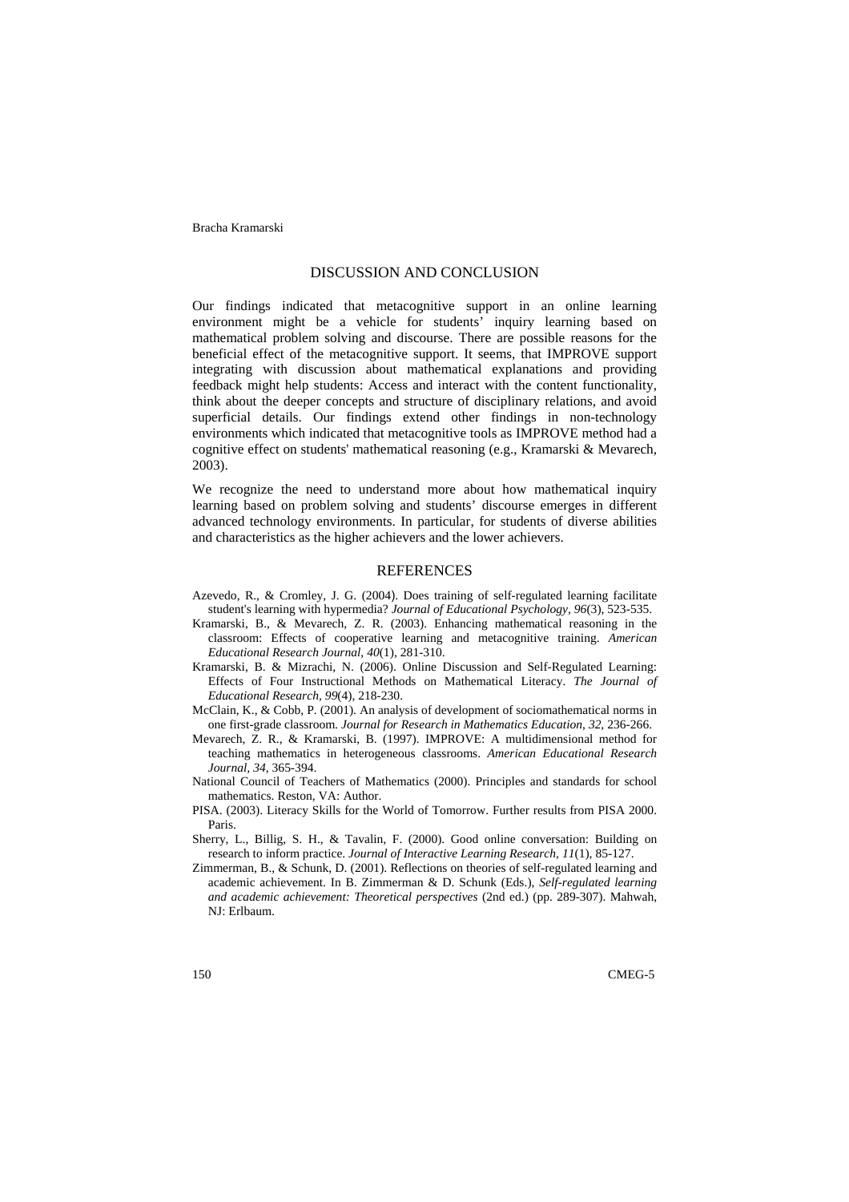## DISCUSSION AND CONCLUSION

Our findings indicated that metacognitive support in an online learning environment might be a vehicle for students' inquiry learning based on mathematical problem solving and discourse. There are possible reasons for the beneficial effect of the metacognitive support. It seems, that IMPROVE support integrating with discussion about mathematical explanations and providing feedback might help students: Access and interact with the content functionality, think about the deeper concepts and structure of disciplinary relations, and avoid superficial details. Our findings extend other findings in non-technology environments which indicated that metacognitive tools as IMPROVE method had a cognitive effect on students' mathematical reasoning (e.g., Kramarski & Mevarech, 2003).

We recognize the need to understand more about how mathematical inquiry learning based on problem solving and students' discourse emerges in different advanced technology environments. In particular, for students of diverse abilities and characteristics as the higher achievers and the lower achievers.

## REFERENCES

Azevedo, R., & Cromley, J. G. (2004). Does training of self-regulated learning facilitate student's learning with hypermedia? *Journal of Educational Psychology, 96*(3), 523-535.

Kramarski, B., & Mevarech, Z. R. (2003). Enhancing mathematical reasoning in the classroom: Effects of cooperative learning and metacognitive training. *American Educational Research Journal, 40*(1), 281-310.

Kramarski, B. & Mizrachi, N. (2006). Online Discussion and Self-Regulated Learning: Effects of Four Instructional Methods on Mathematical Literacy. *The Journal of Educational Research, 99*(4), 218-230.

McClain, K., & Cobb, P. (2001). An analysis of development of sociomathematical norms in one first-grade classroom. *Journal for Research in Mathematics Education, 32*, 236-266.

Mevarech, Z. R., & Kramarski, B. (1997). IMPROVE: A multidimensional method for teaching mathematics in heterogeneous classrooms. *American Educational Research Journal, 34*, 365-394.

National Council of Teachers of Mathematics (2000). Principles and standards for school mathematics. Reston, VA: Author.

PISA. (2003). Literacy Skills for the World of Tomorrow. Further results from PISA 2000. Paris.

Sherry, L., Billig, S. H., & Tavalin, F. (2000). Good online conversation: Building on research to inform practice. *Journal of Interactive Learning Research, 11*(1), 85-127.

Zimmerman, B., & Schunk, D. (2001). Reflections on theories of self-regulated learning and academic achievement. In B. Zimmerman & D. Schunk (Eds.), *Self-regulated learning and academic achievement: Theoretical perspectives* (2nd ed.) (pp. 289-307). Mahwah, NJ: Erlbaum.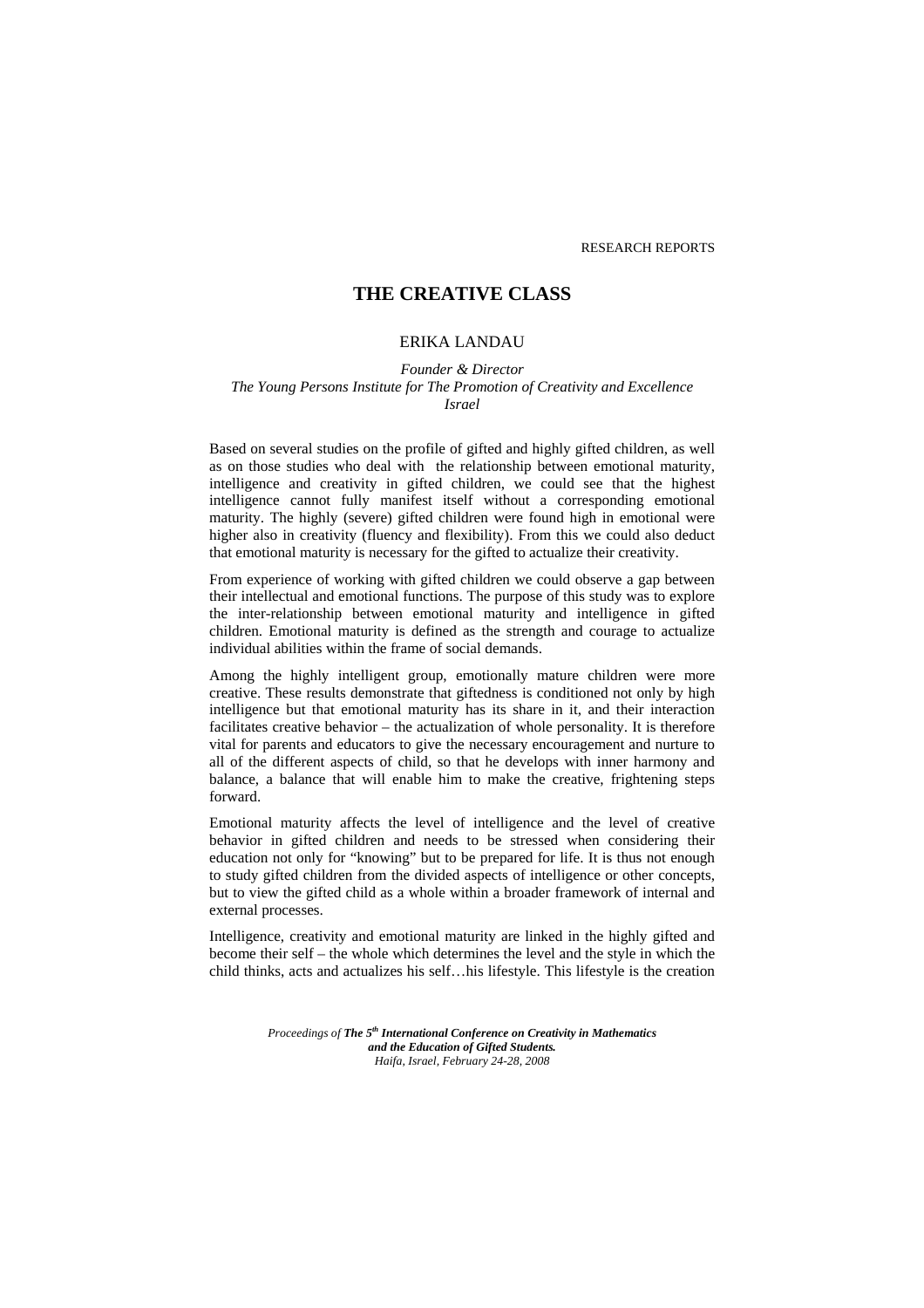RESEARCH REPORTS

# THE CREATIVE CLASS

ERIKA LANDAU

*Founder & Director*
*The Young Persons Institute for The Promotion of Creativity and Excellence*
*Israel*

Based on several studies on the profile of gifted and highly gifted children, as well as on those studies who deal with the relationship between emotional maturity, intelligence and creativity in gifted children, we could see that the highest intelligence cannot fully manifest itself without a corresponding emotional maturity. The highly (severe) gifted children were found high in emotional were higher also in creativity (fluency and flexibility). From this we could also deduct that emotional maturity is necessary for the gifted to actualize their creativity.

From experience of working with gifted children we could observe a gap between their intellectual and emotional functions. The purpose of this study was to explore the inter-relationship between emotional maturity and intelligence in gifted children. Emotional maturity is defined as the strength and courage to actualize individual abilities within the frame of social demands.

Among the highly intelligent group, emotionally mature children were more creative. These results demonstrate that giftedness is conditioned not only by high intelligence but that emotional maturity has its share in it, and their interaction facilitates creative behavior – the actualization of whole personality. It is therefore vital for parents and educators to give the necessary encouragement and nurture to all of the different aspects of child, so that he develops with inner harmony and balance, a balance that will enable him to make the creative, frightening steps forward.

Emotional maturity affects the level of intelligence and the level of creative behavior in gifted children and needs to be stressed when considering their education not only for "knowing" but to be prepared for life. It is thus not enough to study gifted children from the divided aspects of intelligence or other concepts, but to view the gifted child as a whole within a broader framework of internal and external processes.

Intelligence, creativity and emotional maturity are linked in the highly gifted and become their self – the whole which determines the level and the style in which the child thinks, acts and actualizes his self…his lifestyle. This lifestyle is the creation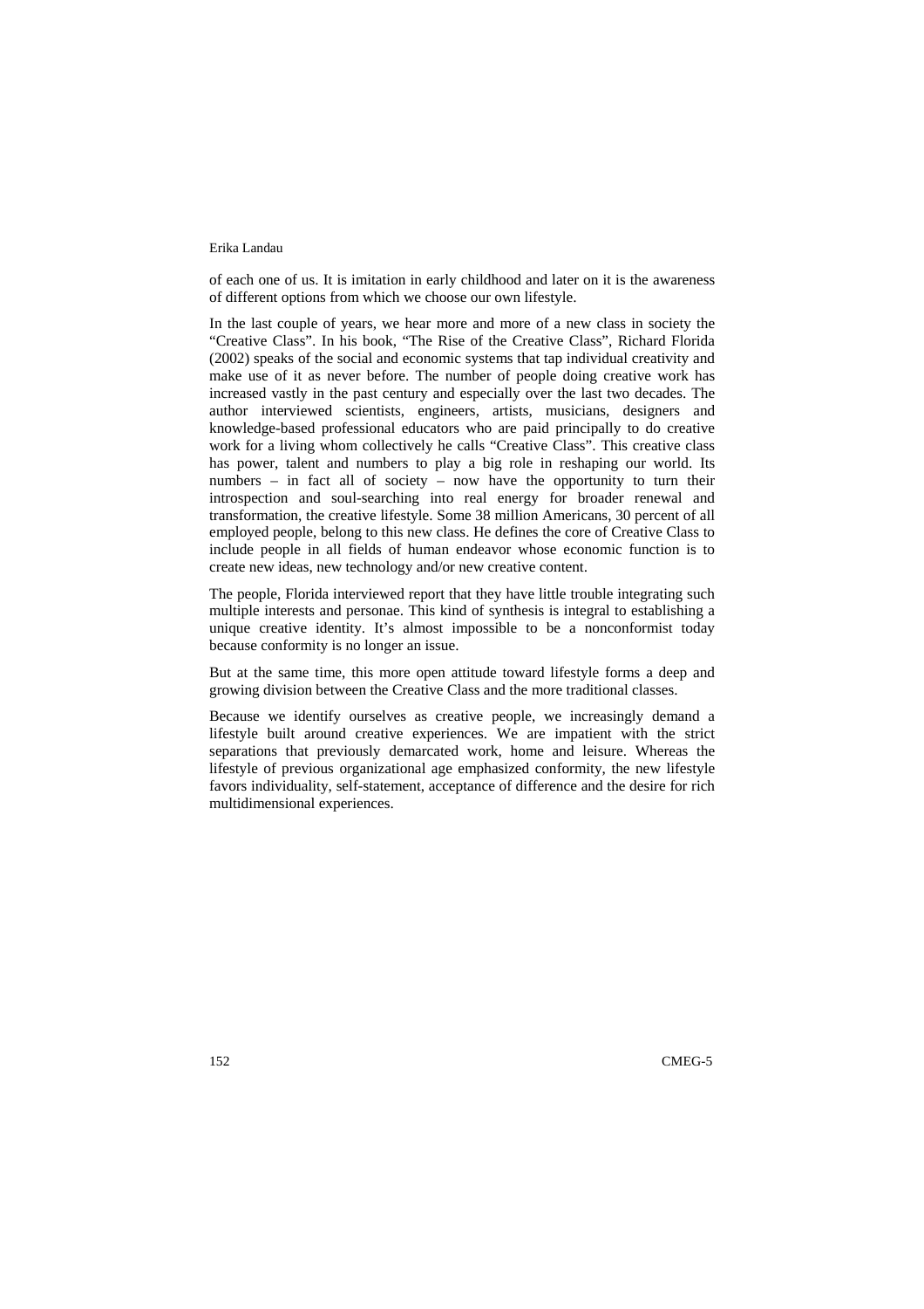of each one of us. It is imitation in early childhood and later on it is the awareness of different options from which we choose our own lifestyle.

In the last couple of years, we hear more and more of a new class in society the "Creative Class". In his book, "The Rise of the Creative Class", Richard Florida (2002) speaks of the social and economic systems that tap individual creativity and make use of it as never before. The number of people doing creative work has increased vastly in the past century and especially over the last two decades. The author interviewed scientists, engineers, artists, musicians, designers and knowledge-based professional educators who are paid principally to do creative work for a living whom collectively he calls "Creative Class". This creative class has power, talent and numbers to play a big role in reshaping our world. Its numbers – in fact all of society – now have the opportunity to turn their introspection and soul-searching into real energy for broader renewal and transformation, the creative lifestyle. Some 38 million Americans, 30 percent of all employed people, belong to this new class. He defines the core of Creative Class to include people in all fields of human endeavor whose economic function is to create new ideas, new technology and/or new creative content.

The people, Florida interviewed report that they have little trouble integrating such multiple interests and personae. This kind of synthesis is integral to establishing a unique creative identity. It's almost impossible to be a nonconformist today because conformity is no longer an issue.

But at the same time, this more open attitude toward lifestyle forms a deep and growing division between the Creative Class and the more traditional classes.

Because we identify ourselves as creative people, we increasingly demand a lifestyle built around creative experiences. We are impatient with the strict separations that previously demarcated work, home and leisure. Whereas the lifestyle of previous organizational age emphasized conformity, the new lifestyle favors individuality, self-statement, acceptance of difference and the desire for rich multidimensional experiences.